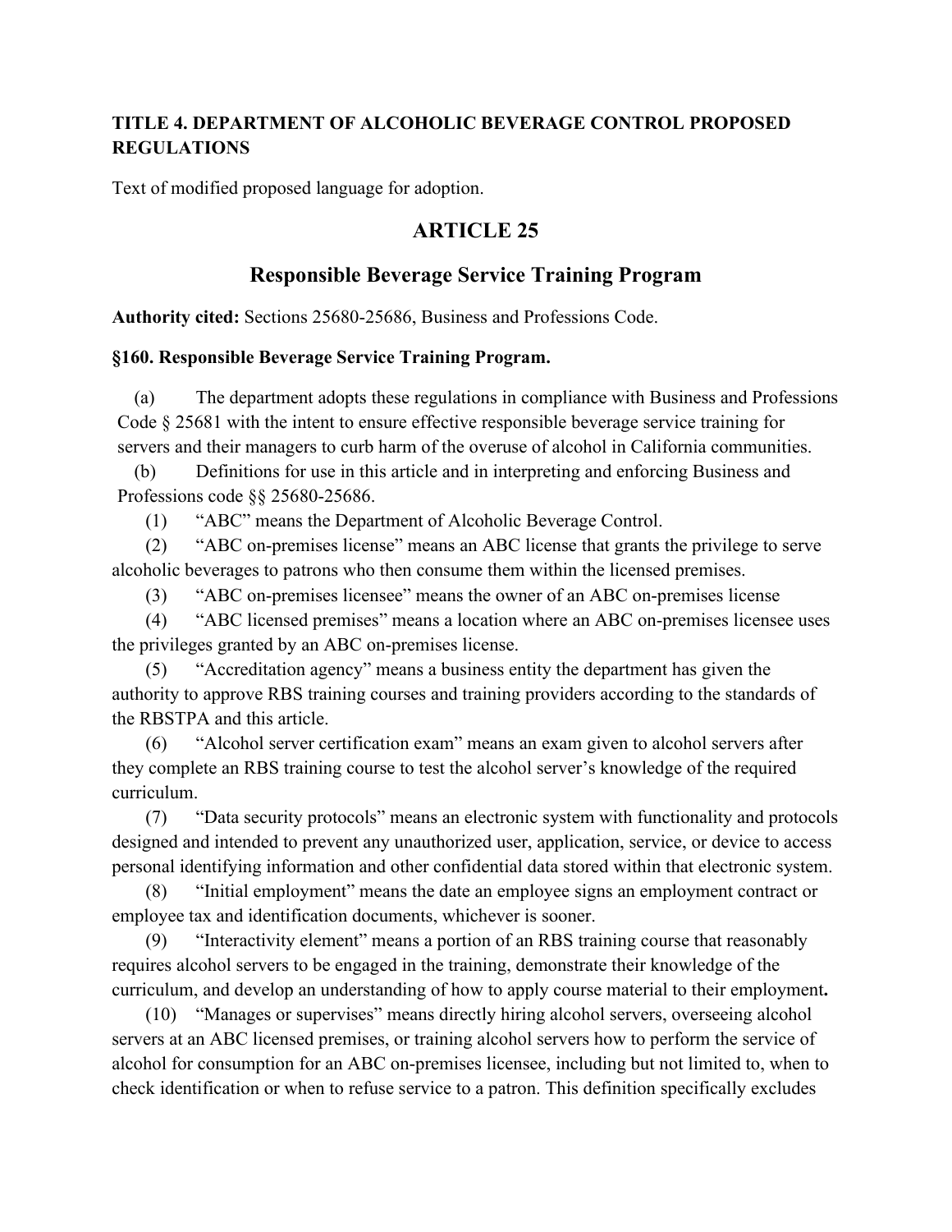**TITLE 4. DEPARTMENT OF ALCOHOLIC BEVERAGE CONTROL PROPOSED REGULATIONS**

Text of modified proposed language for adoption.

## ARTICLE 25

## Responsible Beverage Service Training Program

**Authority cited:** Sections 25680-25686, Business and Professions Code.

**§160. Responsible Beverage Service Training Program.**

(a) The department adopts these regulations in compliance with Business and Professions Code § 25681 with the intent to ensure effective responsible beverage service training for servers and their managers to curb harm of the overuse of alcohol in California communities.

(b) Definitions for use in this article and in interpreting and enforcing Business and Professions code §§ 25680-25686.

(1) "ABC" means the Department of Alcoholic Beverage Control.

(2) "ABC on-premises license" means an ABC license that grants the privilege to serve alcoholic beverages to patrons who then consume them within the licensed premises.

(3) "ABC on-premises licensee" means the owner of an ABC on-premises license

(4) "ABC licensed premises" means a location where an ABC on-premises licensee uses the privileges granted by an ABC on-premises license.

(5) "Accreditation agency" means a business entity the department has given the authority to approve RBS training courses and training providers according to the standards of the RBSTPA and this article.

(6) "Alcohol server certification exam" means an exam given to alcohol servers after they complete an RBS training course to test the alcohol server's knowledge of the required curriculum.

(7) "Data security protocols" means an electronic system with functionality and protocols designed and intended to prevent any unauthorized user, application, service, or device to access personal identifying information and other confidential data stored within that electronic system.

(8) "Initial employment" means the date an employee signs an employment contract or employee tax and identification documents, whichever is sooner.

(9) "Interactivity element" means a portion of an RBS training course that reasonably requires alcohol servers to be engaged in the training, demonstrate their knowledge of the curriculum, and develop an understanding of how to apply course material to their employment**.**

(10) "Manages or supervises" means directly hiring alcohol servers, overseeing alcohol servers at an ABC licensed premises, or training alcohol servers how to perform the service of alcohol for consumption for an ABC on-premises licensee, including but not limited to, when to check identification or when to refuse service to a patron. This definition specifically excludes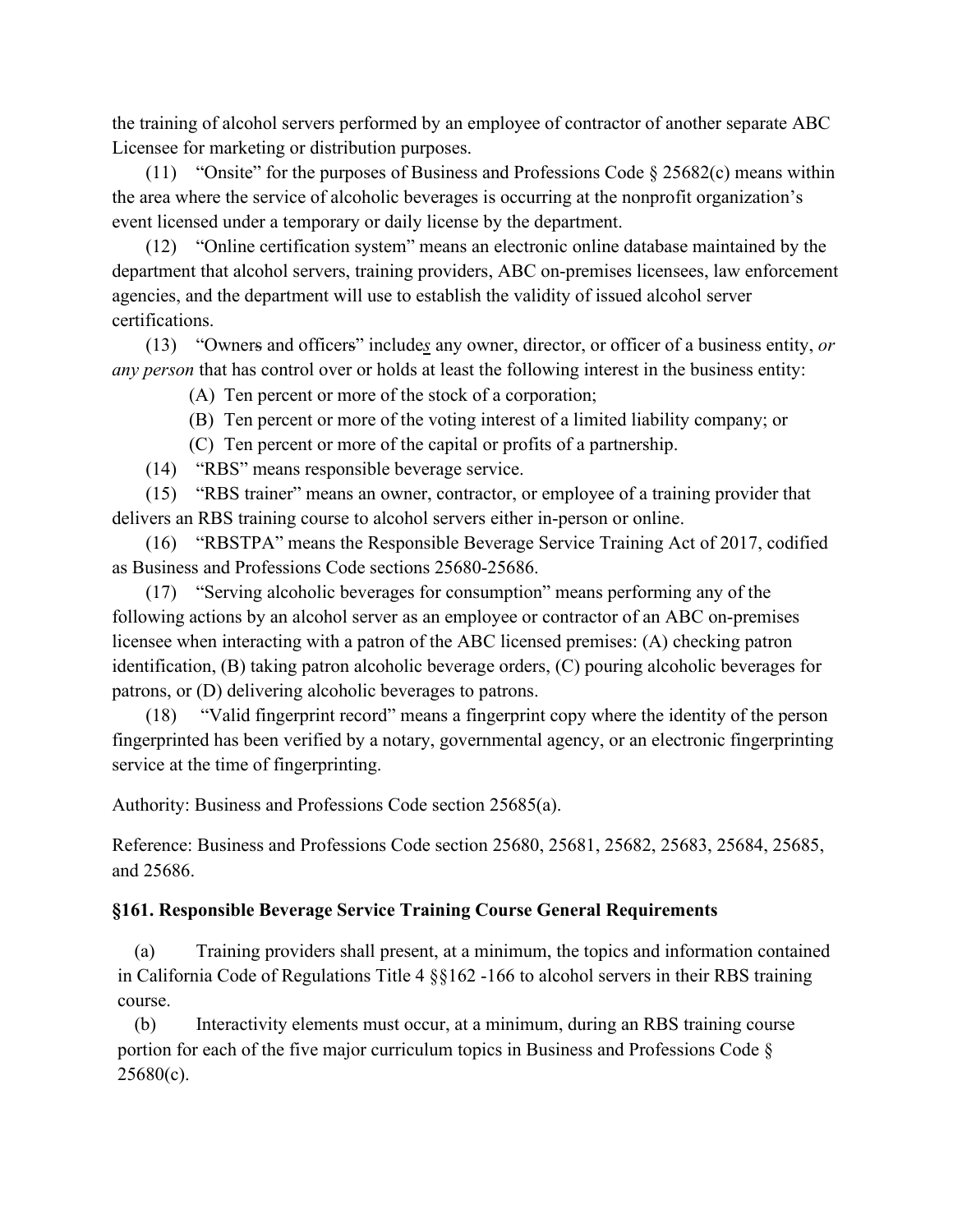the training of alcohol servers performed by an employee of contractor of another separate ABC Licensee for marketing or distribution purposes.

(11) "Onsite" for the purposes of Business and Professions Code § 25682(c) means within the area where the service of alcoholic beverages is occurring at the nonprofit organization's event licensed under a temporary or daily license by the department.

(12) "Online certification system" means an electronic online database maintained by the department that alcohol servers, training providers, ABC on-premises licensees, law enforcement agencies, and the department will use to establish the validity of issued alcohol server certifications.

(13) "Owners and officers" include*s* any owner, director, or officer of a business entity, *or any person* that has control over or holds at least the following interest in the business entity:

(A) Ten percent or more of the stock of a corporation;

(B) Ten percent or more of the voting interest of a limited liability company; or

(C) Ten percent or more of the capital or profits of a partnership.

(14) "RBS" means responsible beverage service.

(15) "RBS trainer" means an owner, contractor, or employee of a training provider that delivers an RBS training course to alcohol servers either in-person or online.

(16) "RBSTPA" means the Responsible Beverage Service Training Act of 2017, codified as Business and Professions Code sections 25680-25686.

(17) "Serving alcoholic beverages for consumption" means performing any of the following actions by an alcohol server as an employee or contractor of an ABC on-premises licensee when interacting with a patron of the ABC licensed premises: (A) checking patron identification, (B) taking patron alcoholic beverage orders, (C) pouring alcoholic beverages for patrons, or (D) delivering alcoholic beverages to patrons.

(18) "Valid fingerprint record" means a fingerprint copy where the identity of the person fingerprinted has been verified by a notary, governmental agency, or an electronic fingerprinting service at the time of fingerprinting.

Authority: Business and Professions Code section 25685(a).

Reference: Business and Professions Code section 25680, 25681, 25682, 25683, 25684, 25685, and 25686.

### §161. Responsible Beverage Service Training Course General Requirements

(a) Training providers shall present, at a minimum, the topics and information contained in California Code of Regulations Title 4 §§162 -166 to alcohol servers in their RBS training course.

(b) Interactivity elements must occur, at a minimum, during an RBS training course portion for each of the five major curriculum topics in Business and Professions Code § 25680(c).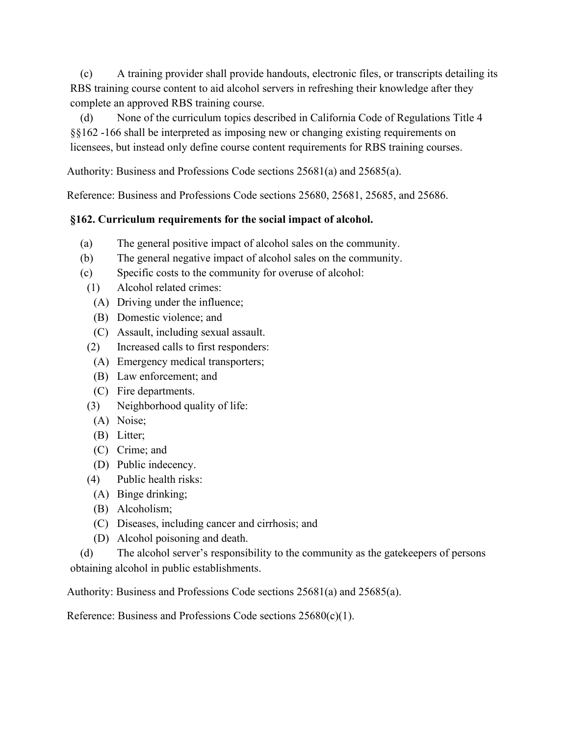(c) A training provider shall provide handouts, electronic files, or transcripts detailing its RBS training course content to aid alcohol servers in refreshing their knowledge after they complete an approved RBS training course.

(d) None of the curriculum topics described in California Code of Regulations Title 4 §§162 -166 shall be interpreted as imposing new or changing existing requirements on licensees, but instead only define course content requirements for RBS training courses.

Authority: Business and Professions Code sections 25681(a) and 25685(a).

Reference: Business and Professions Code sections 25680, 25681, 25685, and 25686.

### §162. Curriculum requirements for the social impact of alcohol.

(a) The general positive impact of alcohol sales on the community.

(b) The general negative impact of alcohol sales on the community.

(c) Specific costs to the community for overuse of alcohol:

- (1) Alcohol related crimes:
  - (A) Driving under the influence;
  - (B) Domestic violence; and
  - (C) Assault, including sexual assault.
- (2) Increased calls to first responders:
  - (A) Emergency medical transporters;
  - (B) Law enforcement; and
  - (C) Fire departments.
- (3) Neighborhood quality of life:
  - (A) Noise;
  - (B) Litter;
  - (C) Crime; and
  - (D) Public indecency.
- (4) Public health risks:
  - (A) Binge drinking;
  - (B) Alcoholism;
  - (C) Diseases, including cancer and cirrhosis; and
  - (D) Alcohol poisoning and death.

(d) The alcohol server's responsibility to the community as the gatekeepers of persons obtaining alcohol in public establishments.

Authority: Business and Professions Code sections 25681(a) and 25685(a).

Reference: Business and Professions Code sections 25680(c)(1).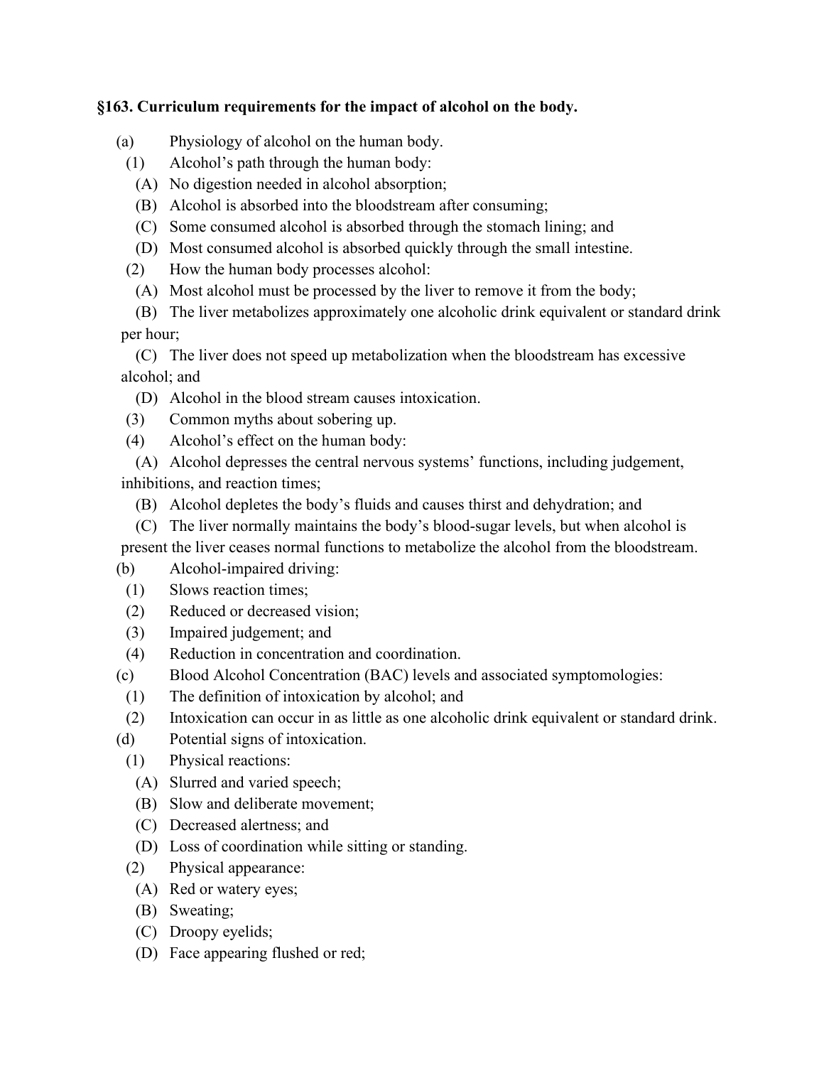**§163. Curriculum requirements for the impact of alcohol on the body.**

(a) Physiology of alcohol on the human body.

(1) Alcohol's path through the human body:

(A) No digestion needed in alcohol absorption;

(B) Alcohol is absorbed into the bloodstream after consuming;

(C) Some consumed alcohol is absorbed through the stomach lining; and

(D) Most consumed alcohol is absorbed quickly through the small intestine.

(2) How the human body processes alcohol:

(A) Most alcohol must be processed by the liver to remove it from the body;

(B) The liver metabolizes approximately one alcoholic drink equivalent or standard drink per hour;

(C) The liver does not speed up metabolization when the bloodstream has excessive alcohol; and

(D) Alcohol in the blood stream causes intoxication.

(3) Common myths about sobering up.

(4) Alcohol's effect on the human body:

(A) Alcohol depresses the central nervous systems' functions, including judgement, inhibitions, and reaction times;

(B) Alcohol depletes the body's fluids and causes thirst and dehydration; and

(C) The liver normally maintains the body's blood-sugar levels, but when alcohol is present the liver ceases normal functions to metabolize the alcohol from the bloodstream.

(b) Alcohol-impaired driving:

(1) Slows reaction times;

(2) Reduced or decreased vision;

(3) Impaired judgement; and

(4) Reduction in concentration and coordination.

(c) Blood Alcohol Concentration (BAC) levels and associated symptomologies:

(1) The definition of intoxication by alcohol; and

(2) Intoxication can occur in as little as one alcoholic drink equivalent or standard drink.

(d) Potential signs of intoxication.

(1) Physical reactions:

(A) Slurred and varied speech;

(B) Slow and deliberate movement;

(C) Decreased alertness; and

(D) Loss of coordination while sitting or standing.

(2) Physical appearance:

(A) Red or watery eyes;

(B) Sweating;

(C) Droopy eyelids;

(D) Face appearing flushed or red;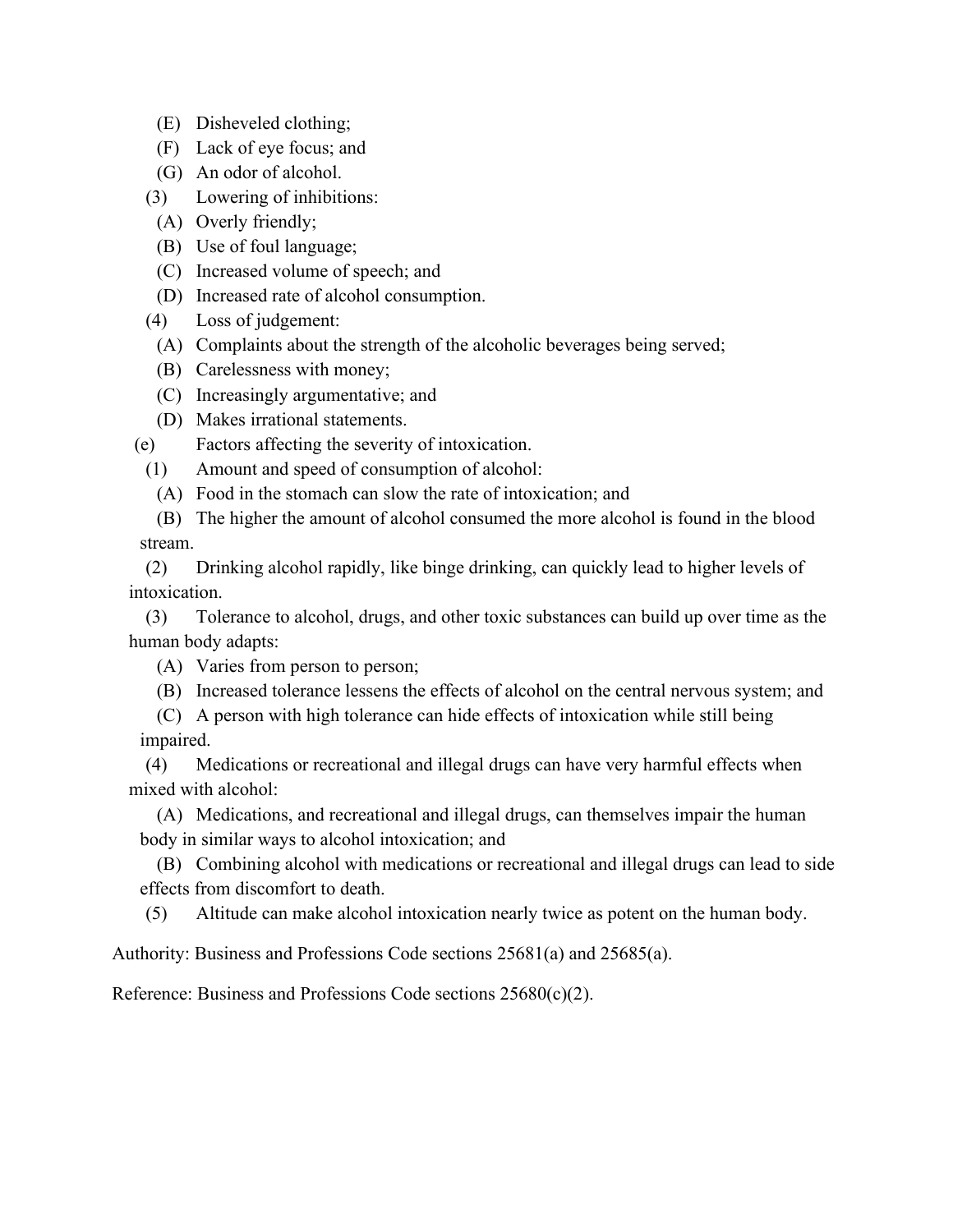(E) Disheveled clothing;

(F) Lack of eye focus; and

(G) An odor of alcohol.

(3) Lowering of inhibitions:

(A) Overly friendly;

(B) Use of foul language;

(C) Increased volume of speech; and

(D) Increased rate of alcohol consumption.

(4) Loss of judgement:

(A) Complaints about the strength of the alcoholic beverages being served;

(B) Carelessness with money;

(C) Increasingly argumentative; and

(D) Makes irrational statements.

(e) Factors affecting the severity of intoxication.

(1) Amount and speed of consumption of alcohol:

(A) Food in the stomach can slow the rate of intoxication; and

(B) The higher the amount of alcohol consumed the more alcohol is found in the blood stream.

(2) Drinking alcohol rapidly, like binge drinking, can quickly lead to higher levels of intoxication.

(3) Tolerance to alcohol, drugs, and other toxic substances can build up over time as the human body adapts:

(A) Varies from person to person;

(B) Increased tolerance lessens the effects of alcohol on the central nervous system; and

(C) A person with high tolerance can hide effects of intoxication while still being impaired.

(4) Medications or recreational and illegal drugs can have very harmful effects when mixed with alcohol:

(A) Medications, and recreational and illegal drugs, can themselves impair the human body in similar ways to alcohol intoxication; and

(B) Combining alcohol with medications or recreational and illegal drugs can lead to side effects from discomfort to death.

(5) Altitude can make alcohol intoxication nearly twice as potent on the human body.

Authority: Business and Professions Code sections 25681(a) and 25685(a).

Reference: Business and Professions Code sections 25680(c)(2).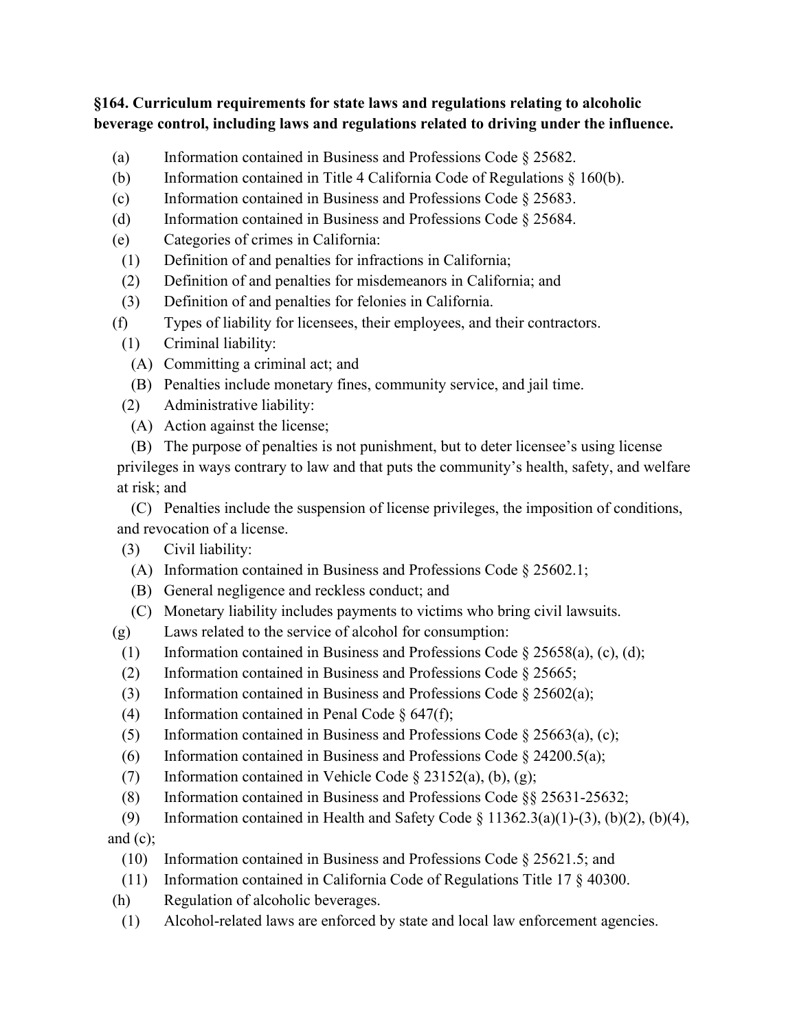**§164. Curriculum requirements for state laws and regulations relating to alcoholic beverage control, including laws and regulations related to driving under the influence.**

(a) Information contained in Business and Professions Code § 25682.

(b) Information contained in Title 4 California Code of Regulations § 160(b).

(c) Information contained in Business and Professions Code § 25683.

(d) Information contained in Business and Professions Code § 25684.

(e) Categories of crimes in California:

- (1) Definition of and penalties for infractions in California;
- (2) Definition of and penalties for misdemeanors in California; and
- (3) Definition of and penalties for felonies in California.

(f) Types of liability for licensees, their employees, and their contractors.

- (1) Criminal liability:
  - (A) Committing a criminal act; and
  - (B) Penalties include monetary fines, community service, and jail time.
- (2) Administrative liability:
  - (A) Action against the license;
  - (B) The purpose of penalties is not punishment, but to deter licensee's using license privileges in ways contrary to law and that puts the community's health, safety, and welfare at risk; and
  - (C) Penalties include the suspension of license privileges, the imposition of conditions, and revocation of a license.
- (3) Civil liability:
  - (A) Information contained in Business and Professions Code § 25602.1;
  - (B) General negligence and reckless conduct; and
  - (C) Monetary liability includes payments to victims who bring civil lawsuits.

(g) Laws related to the service of alcohol for consumption:

- (1) Information contained in Business and Professions Code § 25658(a), (c), (d);
- (2) Information contained in Business and Professions Code § 25665;
- (3) Information contained in Business and Professions Code § 25602(a);
- (4) Information contained in Penal Code § 647(f);
- (5) Information contained in Business and Professions Code § 25663(a), (c);
- (6) Information contained in Business and Professions Code § 24200.5(a);
- (7) Information contained in Vehicle Code § 23152(a), (b), (g);
- (8) Information contained in Business and Professions Code §§ 25631-25632;
- (9) Information contained in Health and Safety Code § 11362.3(a)(1)-(3), (b)(2), (b)(4), and (c);
- (10) Information contained in Business and Professions Code § 25621.5; and
- (11) Information contained in California Code of Regulations Title 17 § 40300.

(h) Regulation of alcoholic beverages.

- (1) Alcohol-related laws are enforced by state and local law enforcement agencies.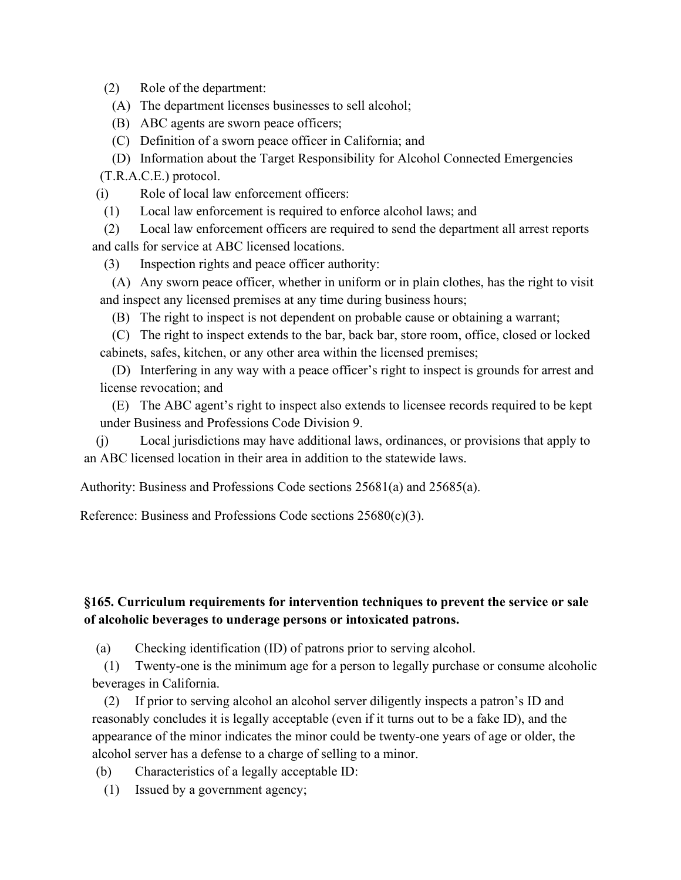(2) Role of the department:

(A) The department licenses businesses to sell alcohol;

(B) ABC agents are sworn peace officers;

(C) Definition of a sworn peace officer in California; and

(D) Information about the Target Responsibility for Alcohol Connected Emergencies (T.R.A.C.E.) protocol.

(i) Role of local law enforcement officers:

(1) Local law enforcement is required to enforce alcohol laws; and

(2) Local law enforcement officers are required to send the department all arrest reports and calls for service at ABC licensed locations.

(3) Inspection rights and peace officer authority:

(A) Any sworn peace officer, whether in uniform or in plain clothes, has the right to visit and inspect any licensed premises at any time during business hours;

(B) The right to inspect is not dependent on probable cause or obtaining a warrant;

(C) The right to inspect extends to the bar, back bar, store room, office, closed or locked cabinets, safes, kitchen, or any other area within the licensed premises;

(D) Interfering in any way with a peace officer's right to inspect is grounds for arrest and license revocation; and

(E) The ABC agent's right to inspect also extends to licensee records required to be kept under Business and Professions Code Division 9.

(j) Local jurisdictions may have additional laws, ordinances, or provisions that apply to an ABC licensed location in their area in addition to the statewide laws.

Authority: Business and Professions Code sections 25681(a) and 25685(a).

Reference: Business and Professions Code sections 25680(c)(3).

**§165. Curriculum requirements for intervention techniques to prevent the service or sale of alcoholic beverages to underage persons or intoxicated patrons.**

(a) Checking identification (ID) of patrons prior to serving alcohol.

(1) Twenty-one is the minimum age for a person to legally purchase or consume alcoholic beverages in California.

(2) If prior to serving alcohol an alcohol server diligently inspects a patron's ID and reasonably concludes it is legally acceptable (even if it turns out to be a fake ID), and the appearance of the minor indicates the minor could be twenty-one years of age or older, the alcohol server has a defense to a charge of selling to a minor.

(b) Characteristics of a legally acceptable ID:

(1) Issued by a government agency;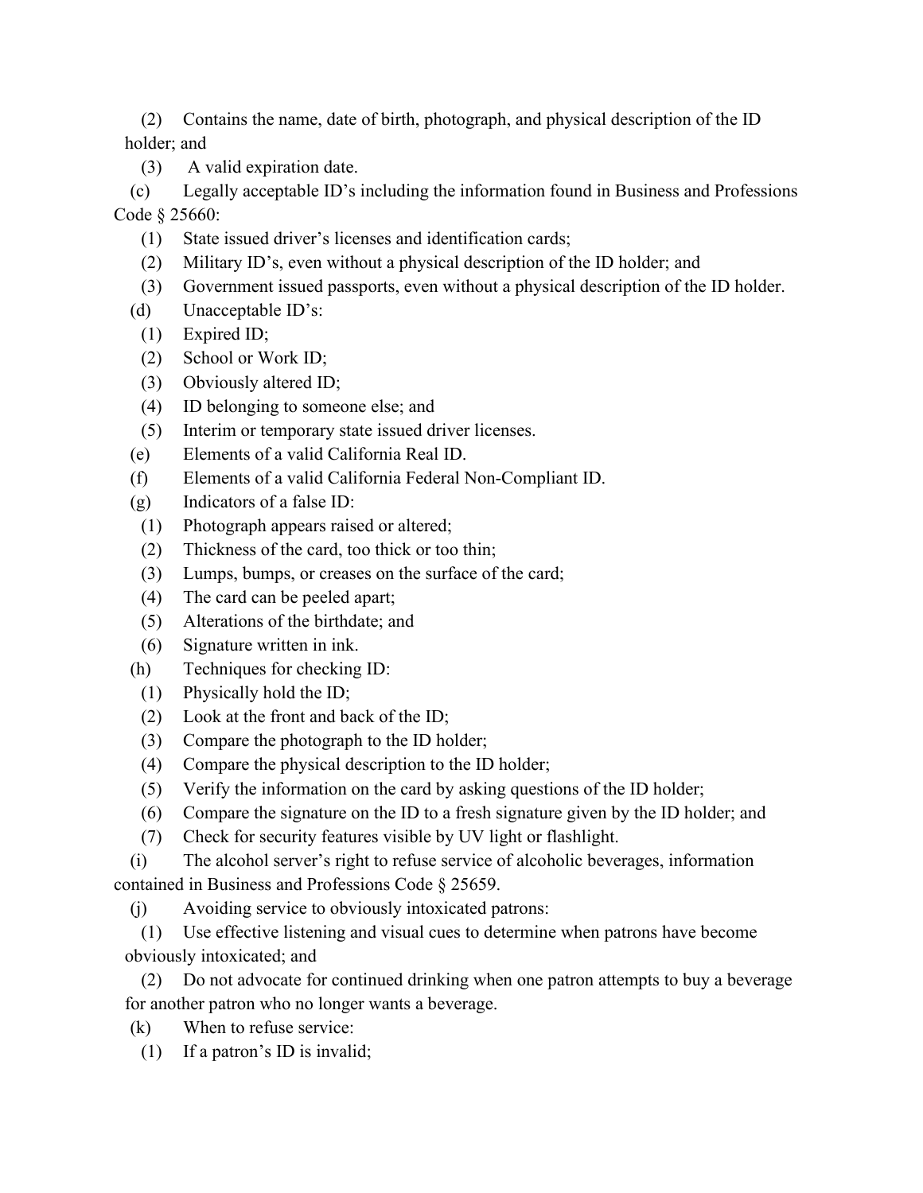(2) Contains the name, date of birth, photograph, and physical description of the ID holder; and

(3) A valid expiration date.

(c) Legally acceptable ID's including the information found in Business and Professions Code § 25660:

(1) State issued driver's licenses and identification cards;

(2) Military ID's, even without a physical description of the ID holder; and

(3) Government issued passports, even without a physical description of the ID holder.

(d) Unacceptable ID's:

(1) Expired ID;

(2) School or Work ID;

(3) Obviously altered ID;

(4) ID belonging to someone else; and

(5) Interim or temporary state issued driver licenses.

(e) Elements of a valid California Real ID.

(f) Elements of a valid California Federal Non-Compliant ID.

(g) Indicators of a false ID:

(1) Photograph appears raised or altered;

(2) Thickness of the card, too thick or too thin;

(3) Lumps, bumps, or creases on the surface of the card;

(4) The card can be peeled apart;

(5) Alterations of the birthdate; and

(6) Signature written in ink.

(h) Techniques for checking ID:

(1) Physically hold the ID;

(2) Look at the front and back of the ID;

(3) Compare the photograph to the ID holder;

(4) Compare the physical description to the ID holder;

(5) Verify the information on the card by asking questions of the ID holder;

(6) Compare the signature on the ID to a fresh signature given by the ID holder; and

(7) Check for security features visible by UV light or flashlight.

(i) The alcohol server's right to refuse service of alcoholic beverages, information contained in Business and Professions Code § 25659.

(j) Avoiding service to obviously intoxicated patrons:

(1) Use effective listening and visual cues to determine when patrons have become obviously intoxicated; and

(2) Do not advocate for continued drinking when one patron attempts to buy a beverage for another patron who no longer wants a beverage.

(k) When to refuse service:

(1) If a patron's ID is invalid;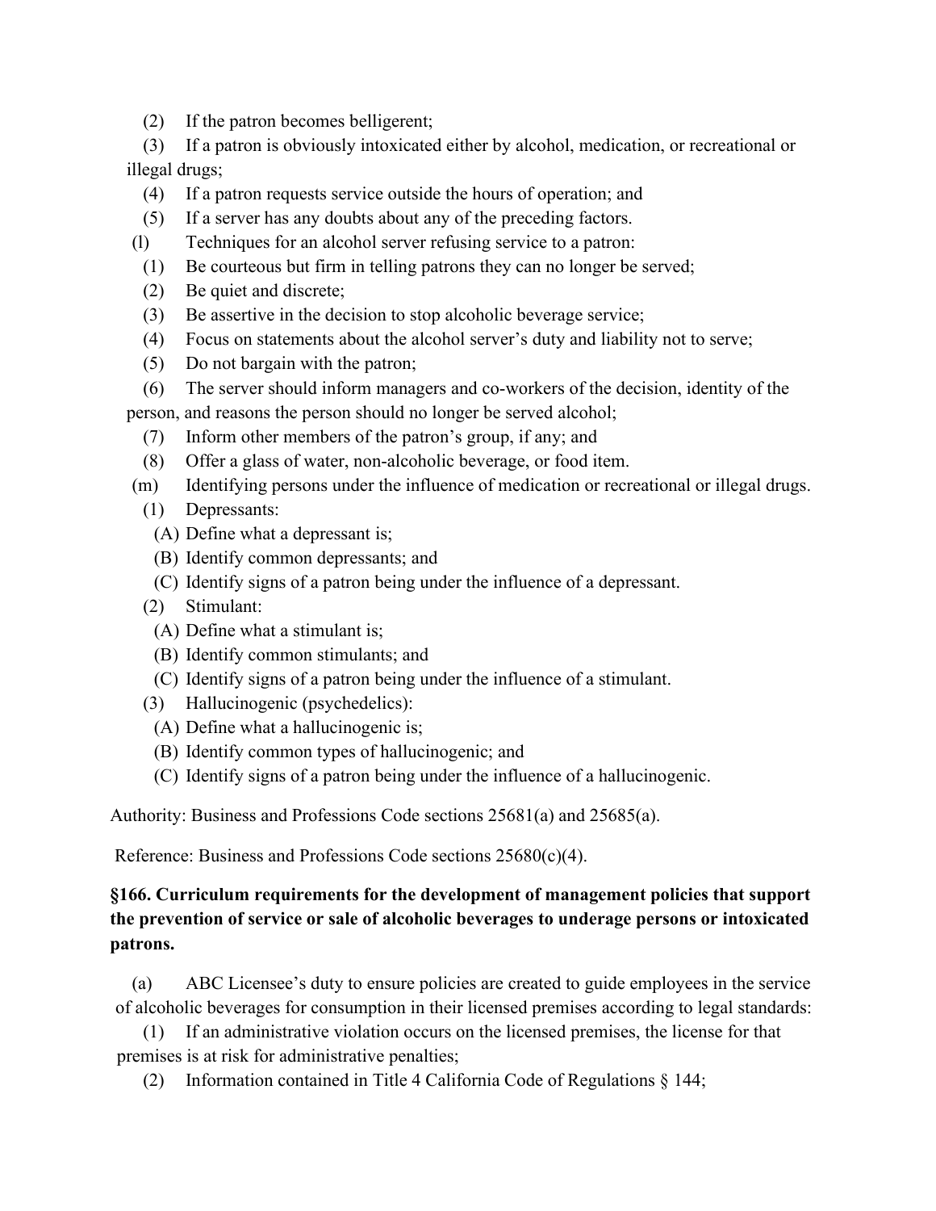(2) If the patron becomes belligerent;

(3) If a patron is obviously intoxicated either by alcohol, medication, or recreational or illegal drugs;

(4) If a patron requests service outside the hours of operation; and

(5) If a server has any doubts about any of the preceding factors.

(l) Techniques for an alcohol server refusing service to a patron:

(1) Be courteous but firm in telling patrons they can no longer be served;

(2) Be quiet and discrete;

(3) Be assertive in the decision to stop alcoholic beverage service;

(4) Focus on statements about the alcohol server's duty and liability not to serve;

(5) Do not bargain with the patron;

(6) The server should inform managers and co-workers of the decision, identity of the person, and reasons the person should no longer be served alcohol;

(7) Inform other members of the patron's group, if any; and

(8) Offer a glass of water, non-alcoholic beverage, or food item.

(m) Identifying persons under the influence of medication or recreational or illegal drugs.

(1) Depressants:

(A) Define what a depressant is;

(B) Identify common depressants; and

(C) Identify signs of a patron being under the influence of a depressant.

(2) Stimulant:

(A) Define what a stimulant is;

(B) Identify common stimulants; and

(C) Identify signs of a patron being under the influence of a stimulant.

(3) Hallucinogenic (psychedelics):

(A) Define what a hallucinogenic is;

(B) Identify common types of hallucinogenic; and

(C) Identify signs of a patron being under the influence of a hallucinogenic.

Authority: Business and Professions Code sections 25681(a) and 25685(a).

Reference: Business and Professions Code sections 25680(c)(4).

**§166. Curriculum requirements for the development of management policies that support the prevention of service or sale of alcoholic beverages to underage persons or intoxicated patrons.**

(a) ABC Licensee's duty to ensure policies are created to guide employees in the service of alcoholic beverages for consumption in their licensed premises according to legal standards:

(1) If an administrative violation occurs on the licensed premises, the license for that premises is at risk for administrative penalties;

(2) Information contained in Title 4 California Code of Regulations § 144;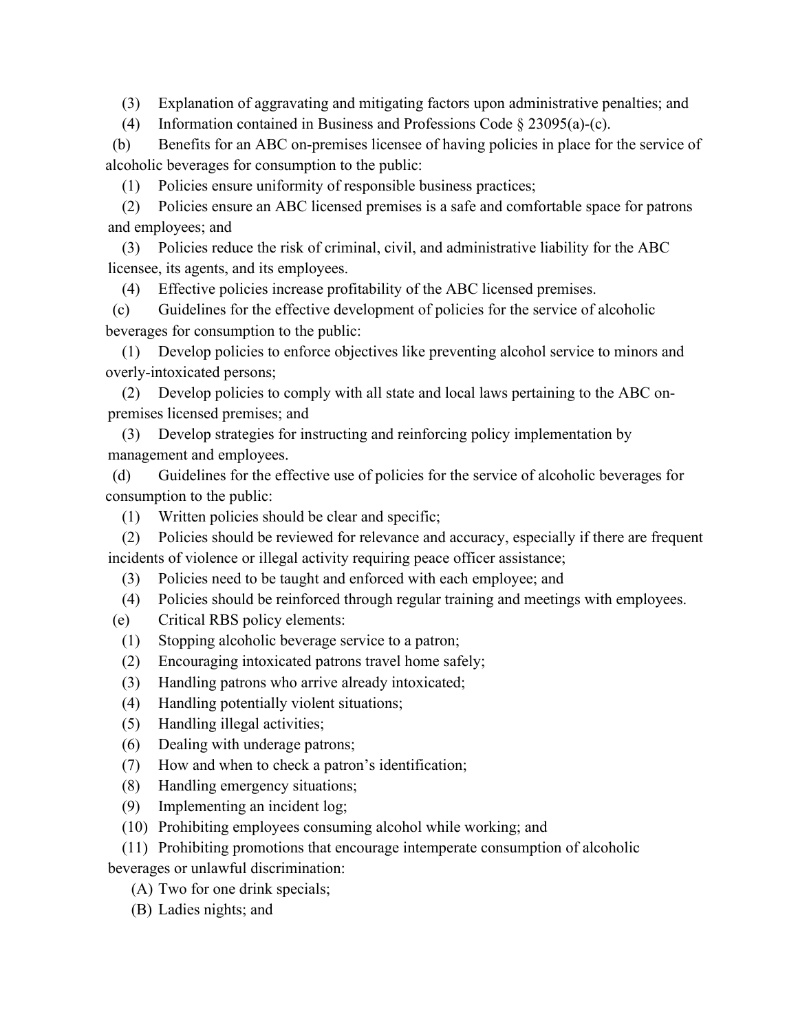(3) Explanation of aggravating and mitigating factors upon administrative penalties; and

(4) Information contained in Business and Professions Code § 23095(a)-(c).

(b) Benefits for an ABC on-premises licensee of having policies in place for the service of alcoholic beverages for consumption to the public:

(1) Policies ensure uniformity of responsible business practices;

(2) Policies ensure an ABC licensed premises is a safe and comfortable space for patrons and employees; and

(3) Policies reduce the risk of criminal, civil, and administrative liability for the ABC licensee, its agents, and its employees.

(4) Effective policies increase profitability of the ABC licensed premises.

(c) Guidelines for the effective development of policies for the service of alcoholic beverages for consumption to the public:

(1) Develop policies to enforce objectives like preventing alcohol service to minors and overly-intoxicated persons;

(2) Develop policies to comply with all state and local laws pertaining to the ABC on-premises licensed premises; and

(3) Develop strategies for instructing and reinforcing policy implementation by management and employees.

(d) Guidelines for the effective use of policies for the service of alcoholic beverages for consumption to the public:

(1) Written policies should be clear and specific;

(2) Policies should be reviewed for relevance and accuracy, especially if there are frequent incidents of violence or illegal activity requiring peace officer assistance;

(3) Policies need to be taught and enforced with each employee; and

(4) Policies should be reinforced through regular training and meetings with employees.

(e) Critical RBS policy elements:

(1) Stopping alcoholic beverage service to a patron;

(2) Encouraging intoxicated patrons travel home safely;

(3) Handling patrons who arrive already intoxicated;

(4) Handling potentially violent situations;

(5) Handling illegal activities;

(6) Dealing with underage patrons;

(7) How and when to check a patron's identification;

(8) Handling emergency situations;

(9) Implementing an incident log;

(10) Prohibiting employees consuming alcohol while working; and

(11) Prohibiting promotions that encourage intemperate consumption of alcoholic beverages or unlawful discrimination:

(A) Two for one drink specials;

(B) Ladies nights; and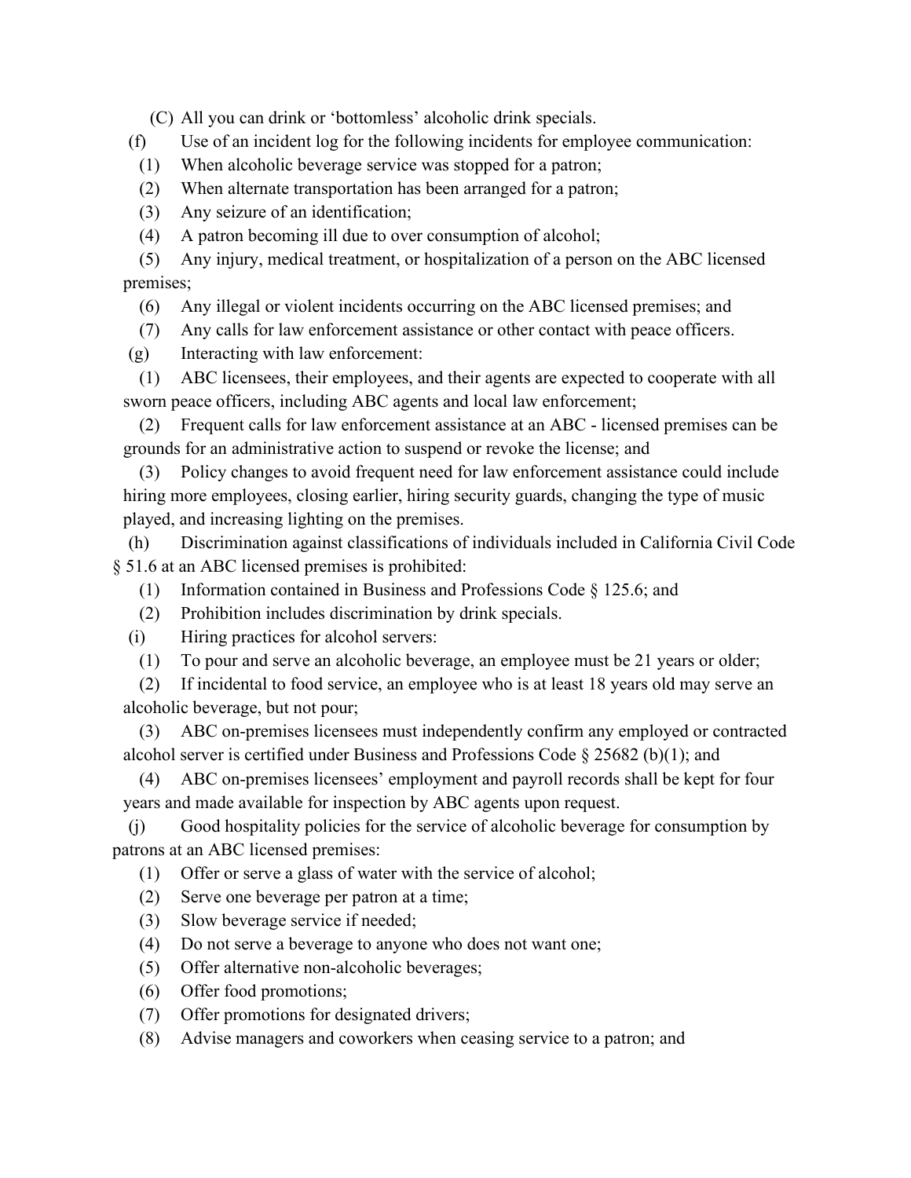(C) All you can drink or 'bottomless' alcoholic drink specials.

(f) Use of an incident log for the following incidents for employee communication:

(1) When alcoholic beverage service was stopped for a patron;

(2) When alternate transportation has been arranged for a patron;

(3) Any seizure of an identification;

(4) A patron becoming ill due to over consumption of alcohol;

(5) Any injury, medical treatment, or hospitalization of a person on the ABC licensed premises;

(6) Any illegal or violent incidents occurring on the ABC licensed premises; and

(7) Any calls for law enforcement assistance or other contact with peace officers.

(g) Interacting with law enforcement:

(1) ABC licensees, their employees, and their agents are expected to cooperate with all sworn peace officers, including ABC agents and local law enforcement;

(2) Frequent calls for law enforcement assistance at an ABC - licensed premises can be grounds for an administrative action to suspend or revoke the license; and

(3) Policy changes to avoid frequent need for law enforcement assistance could include hiring more employees, closing earlier, hiring security guards, changing the type of music played, and increasing lighting on the premises.

(h) Discrimination against classifications of individuals included in California Civil Code § 51.6 at an ABC licensed premises is prohibited:

(1) Information contained in Business and Professions Code § 125.6; and

(2) Prohibition includes discrimination by drink specials.

(i) Hiring practices for alcohol servers:

(1) To pour and serve an alcoholic beverage, an employee must be 21 years or older;

(2) If incidental to food service, an employee who is at least 18 years old may serve an alcoholic beverage, but not pour;

(3) ABC on-premises licensees must independently confirm any employed or contracted alcohol server is certified under Business and Professions Code § 25682 (b)(1); and

(4) ABC on-premises licensees' employment and payroll records shall be kept for four years and made available for inspection by ABC agents upon request.

(j) Good hospitality policies for the service of alcoholic beverage for consumption by patrons at an ABC licensed premises:

(1) Offer or serve a glass of water with the service of alcohol;

(2) Serve one beverage per patron at a time;

(3) Slow beverage service if needed;

(4) Do not serve a beverage to anyone who does not want one;

(5) Offer alternative non-alcoholic beverages;

(6) Offer food promotions;

(7) Offer promotions for designated drivers;

(8) Advise managers and coworkers when ceasing service to a patron; and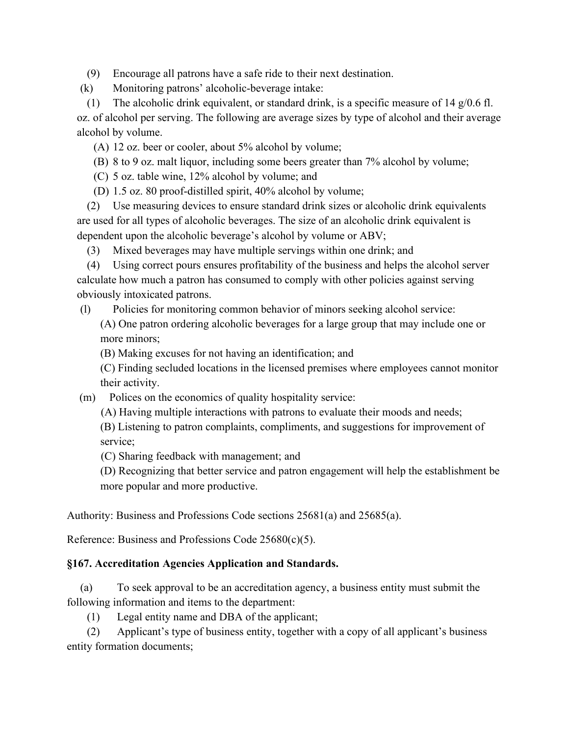(9) Encourage all patrons have a safe ride to their next destination.

(k) Monitoring patrons' alcoholic-beverage intake:

(1) The alcoholic drink equivalent, or standard drink, is a specific measure of 14 g/0.6 fl. oz. of alcohol per serving. The following are average sizes by type of alcohol and their average alcohol by volume.

(A) 12 oz. beer or cooler, about 5% alcohol by volume;

(B) 8 to 9 oz. malt liquor, including some beers greater than 7% alcohol by volume;

(C) 5 oz. table wine, 12% alcohol by volume; and

(D) 1.5 oz. 80 proof-distilled spirit, 40% alcohol by volume;

(2) Use measuring devices to ensure standard drink sizes or alcoholic drink equivalents are used for all types of alcoholic beverages. The size of an alcoholic drink equivalent is dependent upon the alcoholic beverage's alcohol by volume or ABV;

(3) Mixed beverages may have multiple servings within one drink; and

(4) Using correct pours ensures profitability of the business and helps the alcohol server calculate how much a patron has consumed to comply with other policies against serving obviously intoxicated patrons.

(l) Policies for monitoring common behavior of minors seeking alcohol service:

(A) One patron ordering alcoholic beverages for a large group that may include one or more minors;

(B) Making excuses for not having an identification; and

(C) Finding secluded locations in the licensed premises where employees cannot monitor their activity.

(m) Polices on the economics of quality hospitality service:

(A) Having multiple interactions with patrons to evaluate their moods and needs;

(B) Listening to patron complaints, compliments, and suggestions for improvement of service;

(C) Sharing feedback with management; and

(D) Recognizing that better service and patron engagement will help the establishment be more popular and more productive.

Authority: Business and Professions Code sections 25681(a) and 25685(a).

Reference: Business and Professions Code 25680(c)(5).

### §167. Accreditation Agencies Application and Standards.

(a) To seek approval to be an accreditation agency, a business entity must submit the following information and items to the department:

(1) Legal entity name and DBA of the applicant;

(2) Applicant's type of business entity, together with a copy of all applicant's business entity formation documents;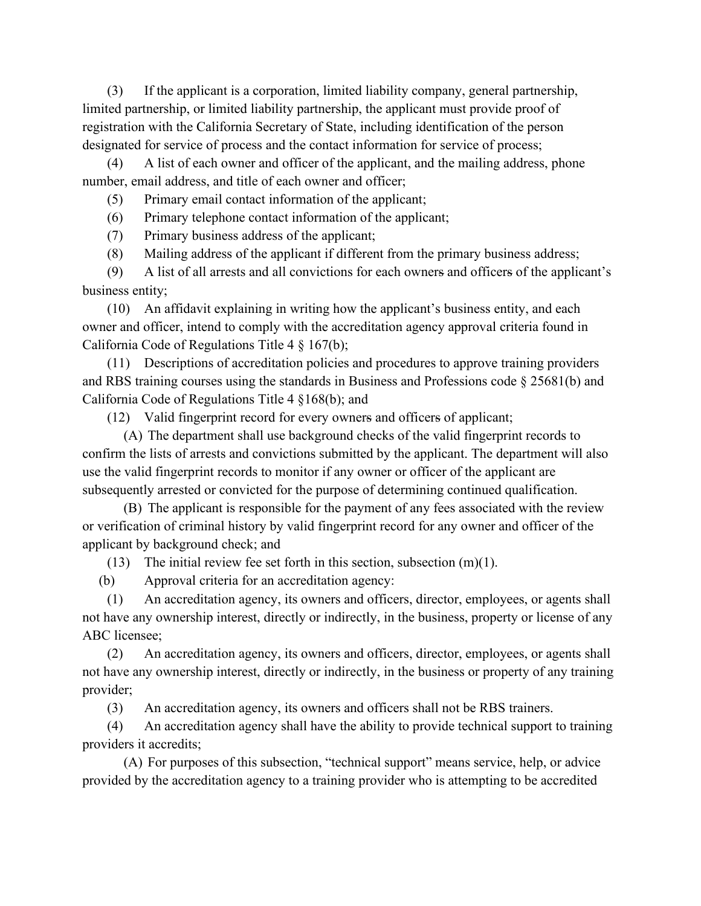(3) If the applicant is a corporation, limited liability company, general partnership, limited partnership, or limited liability partnership, the applicant must provide proof of registration with the California Secretary of State, including identification of the person designated for service of process and the contact information for service of process;

(4) A list of each owner and officer of the applicant, and the mailing address, phone number, email address, and title of each owner and officer;

(5) Primary email contact information of the applicant;

(6) Primary telephone contact information of the applicant;

(7) Primary business address of the applicant;

(8) Mailing address of the applicant if different from the primary business address;

(9) A list of all arrests and all convictions for each ~~owners~~ and ~~officers~~ of the applicant's business entity;

(10) An affidavit explaining in writing how the applicant's business entity, and each owner and officer, intend to comply with the accreditation agency approval criteria found in California Code of Regulations Title 4 § 167(b);

(11) Descriptions of accreditation policies and procedures to approve training providers and RBS training courses using the standards in Business and Professions code § 25681(b) and California Code of Regulations Title 4 §168(b); and

(12) Valid fingerprint record for every ~~owners~~ and ~~officers~~ of applicant;

(A) The department shall use background checks of the valid fingerprint records to confirm the lists of arrests and convictions submitted by the applicant. The department will also use the valid fingerprint records to monitor if any owner or officer of the applicant are subsequently arrested or convicted for the purpose of determining continued qualification.

(B) The applicant is responsible for the payment of any fees associated with the review or verification of criminal history by valid fingerprint record for any owner and officer of the applicant by background check; and

(13) The initial review fee set forth in this section, subsection (m)(1).

(b) Approval criteria for an accreditation agency:

(1) An accreditation agency, its owners and officers, director, employees, or agents shall not have any ownership interest, directly or indirectly, in the business, property or license of any ABC licensee;

(2) An accreditation agency, its owners and officers, director, employees, or agents shall not have any ownership interest, directly or indirectly, in the business or property of any training provider;

(3) An accreditation agency, its owners and officers shall not be RBS trainers.

(4) An accreditation agency shall have the ability to provide technical support to training providers it accredits;

(A) For purposes of this subsection, "technical support" means service, help, or advice provided by the accreditation agency to a training provider who is attempting to be accredited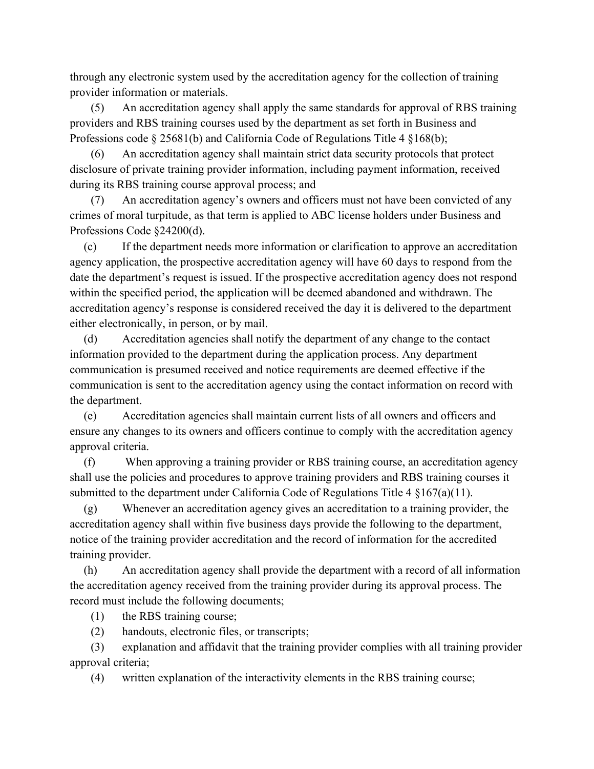through any electronic system used by the accreditation agency for the collection of training provider information or materials.

(5) An accreditation agency shall apply the same standards for approval of RBS training providers and RBS training courses used by the department as set forth in Business and Professions code § 25681(b) and California Code of Regulations Title 4 §168(b);

(6) An accreditation agency shall maintain strict data security protocols that protect disclosure of private training provider information, including payment information, received during its RBS training course approval process; and

(7) An accreditation agency's owners and officers must not have been convicted of any crimes of moral turpitude, as that term is applied to ABC license holders under Business and Professions Code §24200(d).

(c) If the department needs more information or clarification to approve an accreditation agency application, the prospective accreditation agency will have 60 days to respond from the date the department's request is issued. If the prospective accreditation agency does not respond within the specified period, the application will be deemed abandoned and withdrawn. The accreditation agency's response is considered received the day it is delivered to the department either electronically, in person, or by mail.

(d) Accreditation agencies shall notify the department of any change to the contact information provided to the department during the application process. Any department communication is presumed received and notice requirements are deemed effective if the communication is sent to the accreditation agency using the contact information on record with the department.

(e) Accreditation agencies shall maintain current lists of all owners and officers and ensure any changes to its owners and officers continue to comply with the accreditation agency approval criteria.

(f) When approving a training provider or RBS training course, an accreditation agency shall use the policies and procedures to approve training providers and RBS training courses it submitted to the department under California Code of Regulations Title 4 §167(a)(11).

(g) Whenever an accreditation agency gives an accreditation to a training provider, the accreditation agency shall within five business days provide the following to the department, notice of the training provider accreditation and the record of information for the accredited training provider.

(h) An accreditation agency shall provide the department with a record of all information the accreditation agency received from the training provider during its approval process. The record must include the following documents;

(1) the RBS training course;

(2) handouts, electronic files, or transcripts;

(3) explanation and affidavit that the training provider complies with all training provider approval criteria;

(4) written explanation of the interactivity elements in the RBS training course;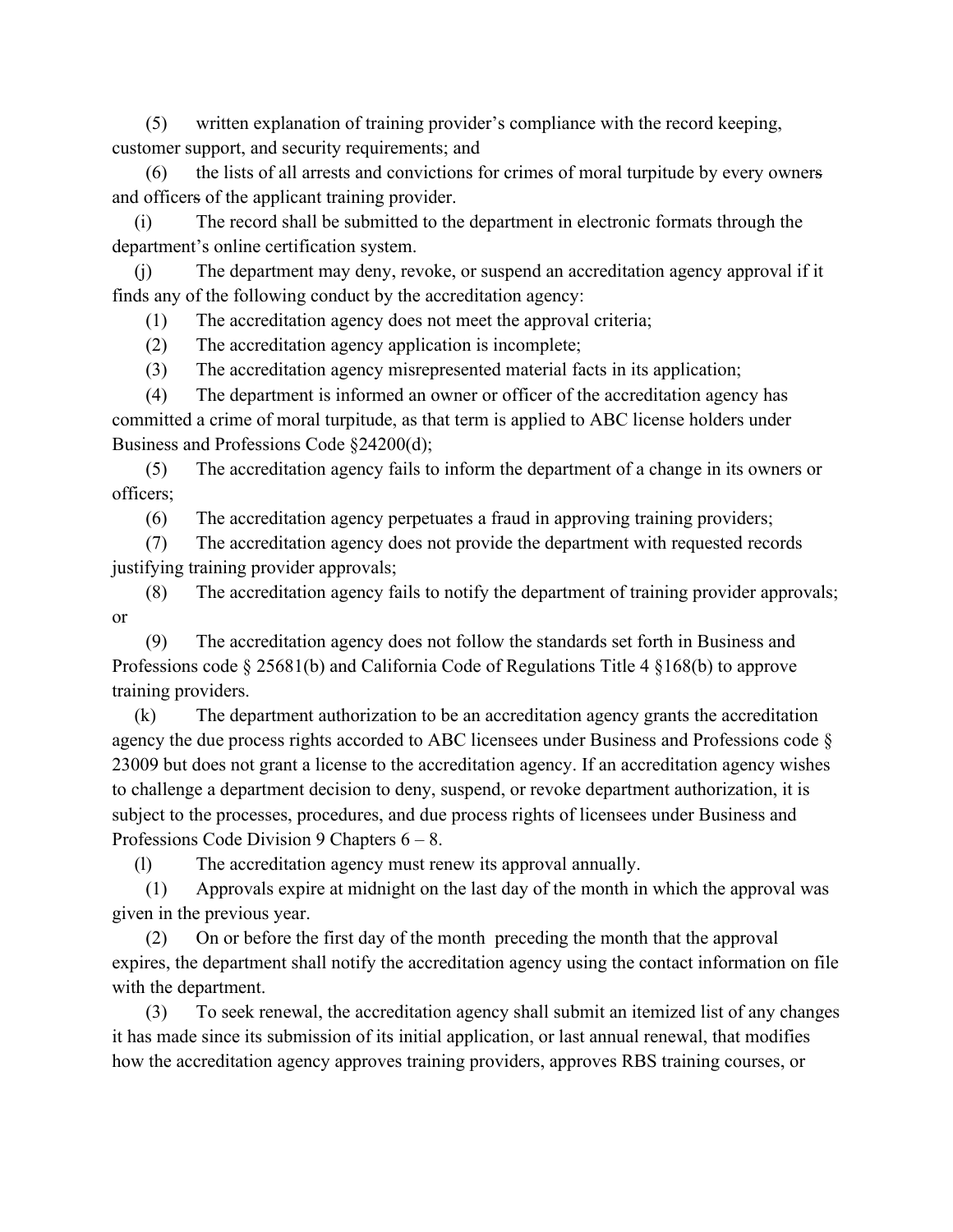(5) written explanation of training provider's compliance with the record keeping, customer support, and security requirements; and

(6) the lists of all arrests and convictions for crimes of moral turpitude by every owners and officers of the applicant training provider.

(i) The record shall be submitted to the department in electronic formats through the department's online certification system.

(j) The department may deny, revoke, or suspend an accreditation agency approval if it finds any of the following conduct by the accreditation agency:

(1) The accreditation agency does not meet the approval criteria;

(2) The accreditation agency application is incomplete;

(3) The accreditation agency misrepresented material facts in its application;

(4) The department is informed an owner or officer of the accreditation agency has committed a crime of moral turpitude, as that term is applied to ABC license holders under Business and Professions Code §24200(d);

(5) The accreditation agency fails to inform the department of a change in its owners or officers;

(6) The accreditation agency perpetuates a fraud in approving training providers;

(7) The accreditation agency does not provide the department with requested records justifying training provider approvals;

(8) The accreditation agency fails to notify the department of training provider approvals; or

(9) The accreditation agency does not follow the standards set forth in Business and Professions code § 25681(b) and California Code of Regulations Title 4 §168(b) to approve training providers.

(k) The department authorization to be an accreditation agency grants the accreditation agency the due process rights accorded to ABC licensees under Business and Professions code § 23009 but does not grant a license to the accreditation agency. If an accreditation agency wishes to challenge a department decision to deny, suspend, or revoke department authorization, it is subject to the processes, procedures, and due process rights of licensees under Business and Professions Code Division 9 Chapters 6 – 8.

(l) The accreditation agency must renew its approval annually.

(1) Approvals expire at midnight on the last day of the month in which the approval was given in the previous year.

(2) On or before the first day of the month preceding the month that the approval expires, the department shall notify the accreditation agency using the contact information on file with the department.

(3) To seek renewal, the accreditation agency shall submit an itemized list of any changes it has made since its submission of its initial application, or last annual renewal, that modifies how the accreditation agency approves training providers, approves RBS training courses, or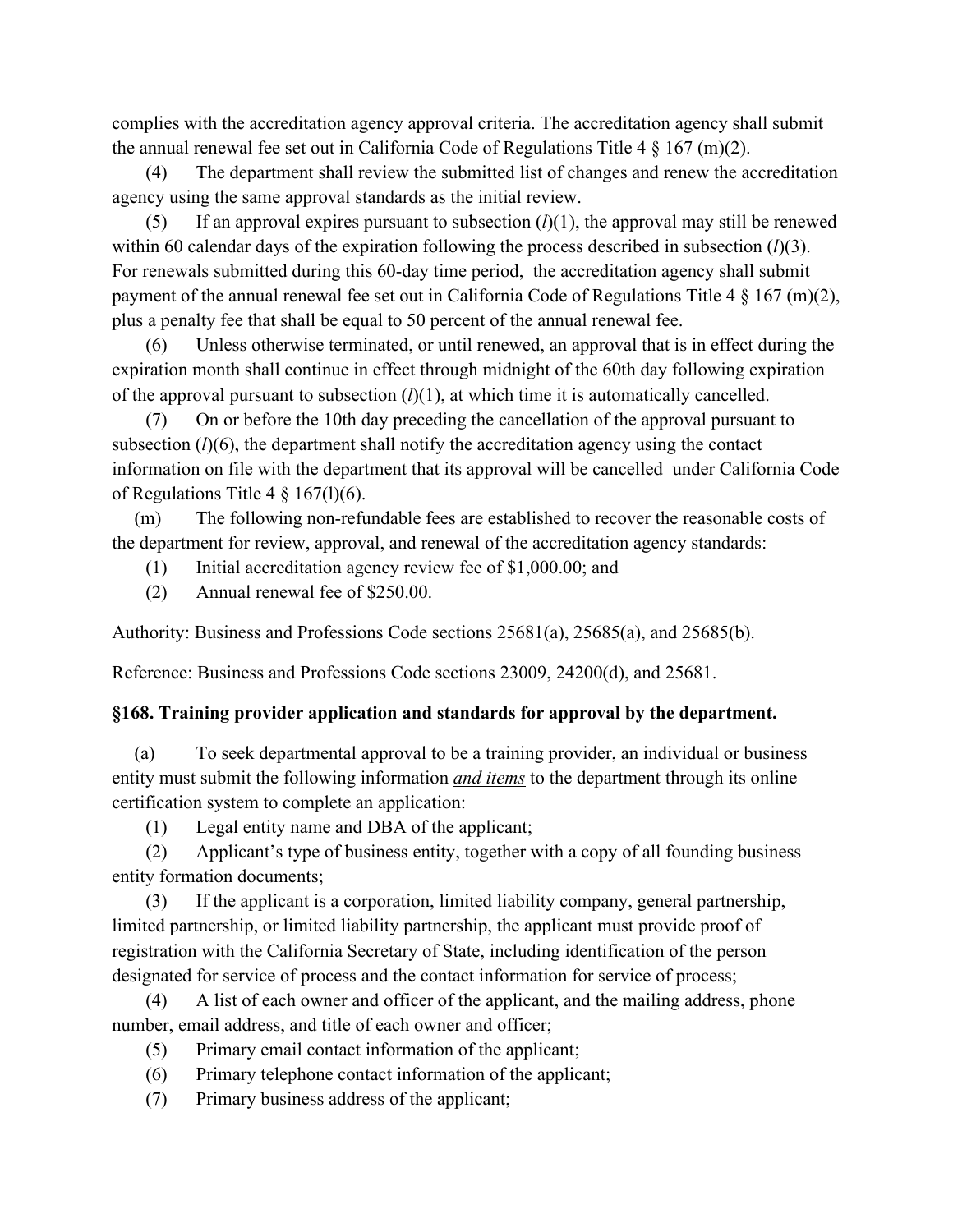complies with the accreditation agency approval criteria. The accreditation agency shall submit the annual renewal fee set out in California Code of Regulations Title 4 § 167 (m)(2).

(4) The department shall review the submitted list of changes and renew the accreditation agency using the same approval standards as the initial review.

(5) If an approval expires pursuant to subsection (*l*)(1), the approval may still be renewed within 60 calendar days of the expiration following the process described in subsection (*l*)(3). For renewals submitted during this 60-day time period, the accreditation agency shall submit payment of the annual renewal fee set out in California Code of Regulations Title 4 § 167 (m)(2), plus a penalty fee that shall be equal to 50 percent of the annual renewal fee.

(6) Unless otherwise terminated, or until renewed, an approval that is in effect during the expiration month shall continue in effect through midnight of the 60th day following expiration of the approval pursuant to subsection (*l*)(1), at which time it is automatically cancelled.

(7) On or before the 10th day preceding the cancellation of the approval pursuant to subsection (*l*)(6), the department shall notify the accreditation agency using the contact information on file with the department that its approval will be cancelled under California Code of Regulations Title 4 § 167(l)(6).

(m) The following non-refundable fees are established to recover the reasonable costs of the department for review, approval, and renewal of the accreditation agency standards:

(1) Initial accreditation agency review fee of $1,000.00; and

(2) Annual renewal fee of $250.00.

Authority: Business and Professions Code sections 25681(a), 25685(a), and 25685(b).

Reference: Business and Professions Code sections 23009, 24200(d), and 25681.

**§168. Training provider application and standards for approval by the department.**

(a) To seek departmental approval to be a training provider, an individual or business entity must submit the following information ***and items*** to the department through its online certification system to complete an application:

(1) Legal entity name and DBA of the applicant;

(2) Applicant's type of business entity, together with a copy of all founding business entity formation documents;

(3) If the applicant is a corporation, limited liability company, general partnership, limited partnership, or limited liability partnership, the applicant must provide proof of registration with the California Secretary of State, including identification of the person designated for service of process and the contact information for service of process;

(4) A list of each owner and officer of the applicant, and the mailing address, phone number, email address, and title of each owner and officer;

(5) Primary email contact information of the applicant;

(6) Primary telephone contact information of the applicant;

(7) Primary business address of the applicant;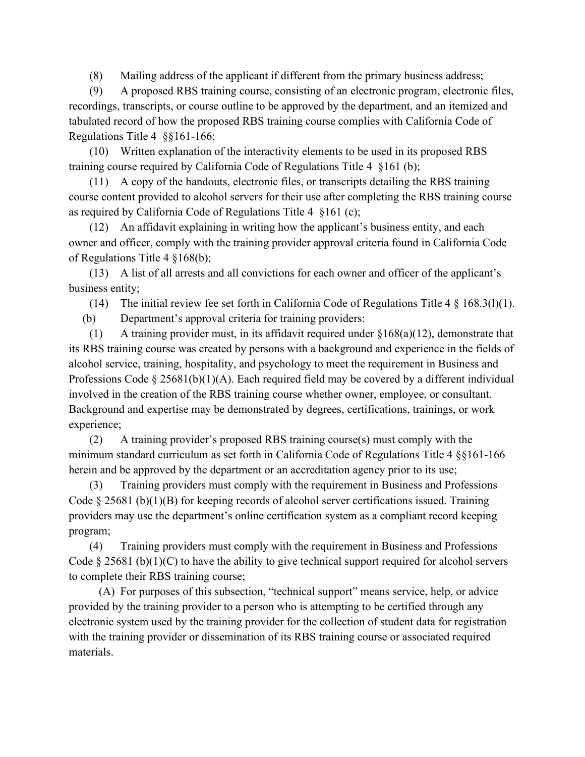(8) Mailing address of the applicant if different from the primary business address;

(9) A proposed RBS training course, consisting of an electronic program, electronic files, recordings, transcripts, or course outline to be approved by the department, and an itemized and tabulated record of how the proposed RBS training course complies with California Code of Regulations Title 4 §§161-166;

(10) Written explanation of the interactivity elements to be used in its proposed RBS training course required by California Code of Regulations Title 4 §161 (b);

(11) A copy of the handouts, electronic files, or transcripts detailing the RBS training course content provided to alcohol servers for their use after completing the RBS training course as required by California Code of Regulations Title 4 §161 (c);

(12) An affidavit explaining in writing how the applicant's business entity, and each owner and officer, comply with the training provider approval criteria found in California Code of Regulations Title 4 §168(b);

(13) A list of all arrests and all convictions for each owner and officer of the applicant's business entity;

(14) The initial review fee set forth in California Code of Regulations Title 4 § 168.3(l)(1).

(b) Department's approval criteria for training providers:

(1) A training provider must, in its affidavit required under §168(a)(12), demonstrate that its RBS training course was created by persons with a background and experience in the fields of alcohol service, training, hospitality, and psychology to meet the requirement in Business and Professions Code § 25681(b)(1)(A). Each required field may be covered by a different individual involved in the creation of the RBS training course whether owner, employee, or consultant. Background and expertise may be demonstrated by degrees, certifications, trainings, or work experience;

(2) A training provider's proposed RBS training course(s) must comply with the minimum standard curriculum as set forth in California Code of Regulations Title 4 §§161-166 herein and be approved by the department or an accreditation agency prior to its use;

(3) Training providers must comply with the requirement in Business and Professions Code § 25681 (b)(1)(B) for keeping records of alcohol server certifications issued. Training providers may use the department's online certification system as a compliant record keeping program;

(4) Training providers must comply with the requirement in Business and Professions Code § 25681 (b)(1)(C) to have the ability to give technical support required for alcohol servers to complete their RBS training course;

(A) For purposes of this subsection, "technical support" means service, help, or advice provided by the training provider to a person who is attempting to be certified through any electronic system used by the training provider for the collection of student data for registration with the training provider or dissemination of its RBS training course or associated required materials.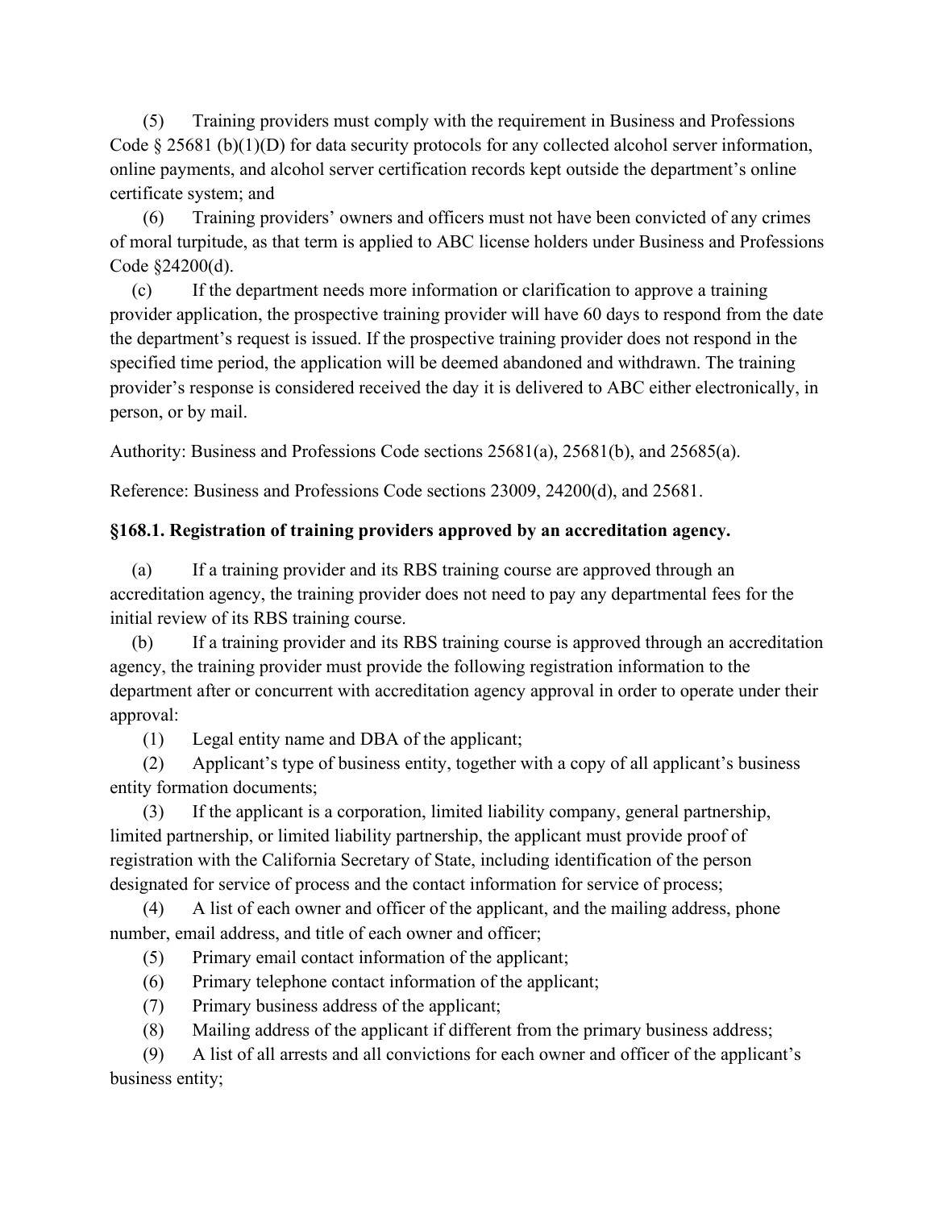(5) Training providers must comply with the requirement in Business and Professions Code § 25681 (b)(1)(D) for data security protocols for any collected alcohol server information, online payments, and alcohol server certification records kept outside the department's online certificate system; and

(6) Training providers' owners and officers must not have been convicted of any crimes of moral turpitude, as that term is applied to ABC license holders under Business and Professions Code §24200(d).

(c) If the department needs more information or clarification to approve a training provider application, the prospective training provider will have 60 days to respond from the date the department's request is issued. If the prospective training provider does not respond in the specified time period, the application will be deemed abandoned and withdrawn. The training provider's response is considered received the day it is delivered to ABC either electronically, in person, or by mail.

Authority: Business and Professions Code sections 25681(a), 25681(b), and 25685(a).

Reference: Business and Professions Code sections 23009, 24200(d), and 25681.

**§168.1. Registration of training providers approved by an accreditation agency.**

(a) If a training provider and its RBS training course are approved through an accreditation agency, the training provider does not need to pay any departmental fees for the initial review of its RBS training course.

(b) If a training provider and its RBS training course is approved through an accreditation agency, the training provider must provide the following registration information to the department after or concurrent with accreditation agency approval in order to operate under their approval:

(1) Legal entity name and DBA of the applicant;

(2) Applicant's type of business entity, together with a copy of all applicant's business entity formation documents;

(3) If the applicant is a corporation, limited liability company, general partnership, limited partnership, or limited liability partnership, the applicant must provide proof of registration with the California Secretary of State, including identification of the person designated for service of process and the contact information for service of process;

(4) A list of each owner and officer of the applicant, and the mailing address, phone number, email address, and title of each owner and officer;

(5) Primary email contact information of the applicant;

(6) Primary telephone contact information of the applicant;

(7) Primary business address of the applicant;

(8) Mailing address of the applicant if different from the primary business address;

(9) A list of all arrests and all convictions for each owner and officer of the applicant's business entity;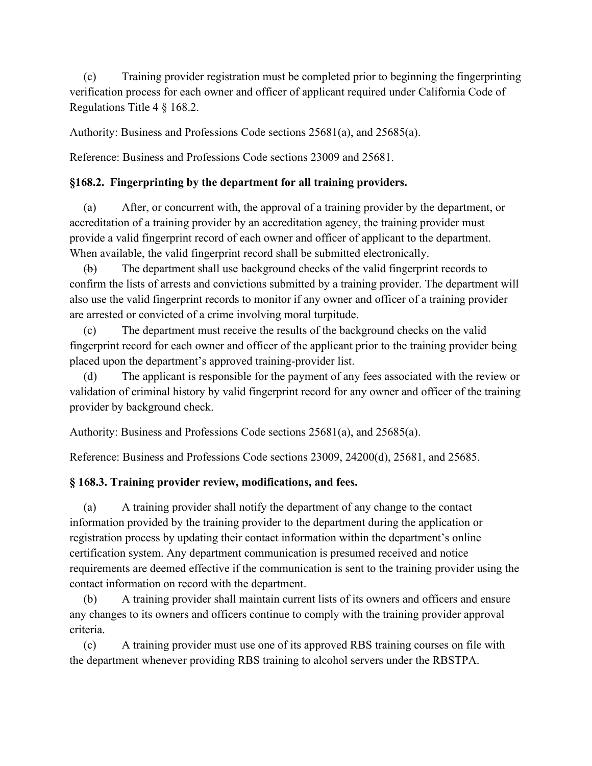(c) Training provider registration must be completed prior to beginning the fingerprinting verification process for each owner and officer of applicant required under California Code of Regulations Title 4 § 168.2.

Authority: Business and Professions Code sections 25681(a), and 25685(a).

Reference: Business and Professions Code sections 23009 and 25681.

### §168.2. Fingerprinting by the department for all training providers.

(a) After, or concurrent with, the approval of a training provider by the department, or accreditation of a training provider by an accreditation agency, the training provider must provide a valid fingerprint record of each owner and officer of applicant to the department. When available, the valid fingerprint record shall be submitted electronically.

~~(b)~~ The department shall use background checks of the valid fingerprint records to confirm the lists of arrests and convictions submitted by a training provider. The department will also use the valid fingerprint records to monitor if any owner and officer of a training provider are arrested or convicted of a crime involving moral turpitude.

(c) The department must receive the results of the background checks on the valid fingerprint record for each owner and officer of the applicant prior to the training provider being placed upon the department's approved training-provider list.

(d) The applicant is responsible for the payment of any fees associated with the review or validation of criminal history by valid fingerprint record for any owner and officer of the training provider by background check.

Authority: Business and Professions Code sections 25681(a), and 25685(a).

Reference: Business and Professions Code sections 23009, 24200(d), 25681, and 25685.

### § 168.3. Training provider review, modifications, and fees.

(a) A training provider shall notify the department of any change to the contact information provided by the training provider to the department during the application or registration process by updating their contact information within the department's online certification system. Any department communication is presumed received and notice requirements are deemed effective if the communication is sent to the training provider using the contact information on record with the department.

(b) A training provider shall maintain current lists of its owners and officers and ensure any changes to its owners and officers continue to comply with the training provider approval criteria.

(c) A training provider must use one of its approved RBS training courses on file with the department whenever providing RBS training to alcohol servers under the RBSTPA.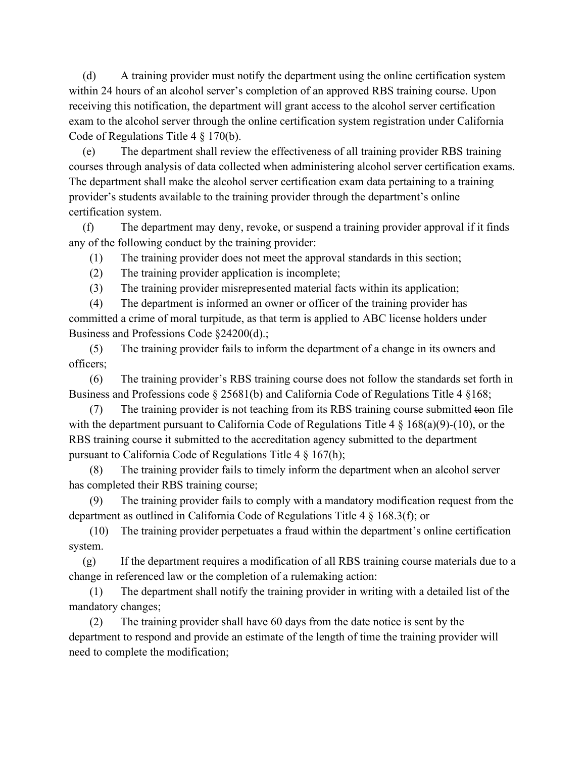(d) A training provider must notify the department using the online certification system within 24 hours of an alcohol server's completion of an approved RBS training course. Upon receiving this notification, the department will grant access to the alcohol server certification exam to the alcohol server through the online certification system registration under California Code of Regulations Title 4 § 170(b).

(e) The department shall review the effectiveness of all training provider RBS training courses through analysis of data collected when administering alcohol server certification exams. The department shall make the alcohol server certification exam data pertaining to a training provider's students available to the training provider through the department's online certification system.

(f) The department may deny, revoke, or suspend a training provider approval if it finds any of the following conduct by the training provider:

(1) The training provider does not meet the approval standards in this section;

(2) The training provider application is incomplete;

(3) The training provider misrepresented material facts within its application;

(4) The department is informed an owner or officer of the training provider has committed a crime of moral turpitude, as that term is applied to ABC license holders under Business and Professions Code §24200(d).;

(5) The training provider fails to inform the department of a change in its owners and officers;

(6) The training provider's RBS training course does not follow the standards set forth in Business and Professions code § 25681(b) and California Code of Regulations Title 4 §168;

(7) The training provider is not teaching from its RBS training course submitted ~~to~~on file with the department pursuant to California Code of Regulations Title 4 § 168(a)(9)-(10), or the RBS training course it submitted to the accreditation agency submitted to the department pursuant to California Code of Regulations Title 4 § 167(h);

(8) The training provider fails to timely inform the department when an alcohol server has completed their RBS training course;

(9) The training provider fails to comply with a mandatory modification request from the department as outlined in California Code of Regulations Title 4 § 168.3(f); or

(10) The training provider perpetuates a fraud within the department's online certification system.

(g) If the department requires a modification of all RBS training course materials due to a change in referenced law or the completion of a rulemaking action:

(1) The department shall notify the training provider in writing with a detailed list of the mandatory changes;

(2) The training provider shall have 60 days from the date notice is sent by the department to respond and provide an estimate of the length of time the training provider will need to complete the modification;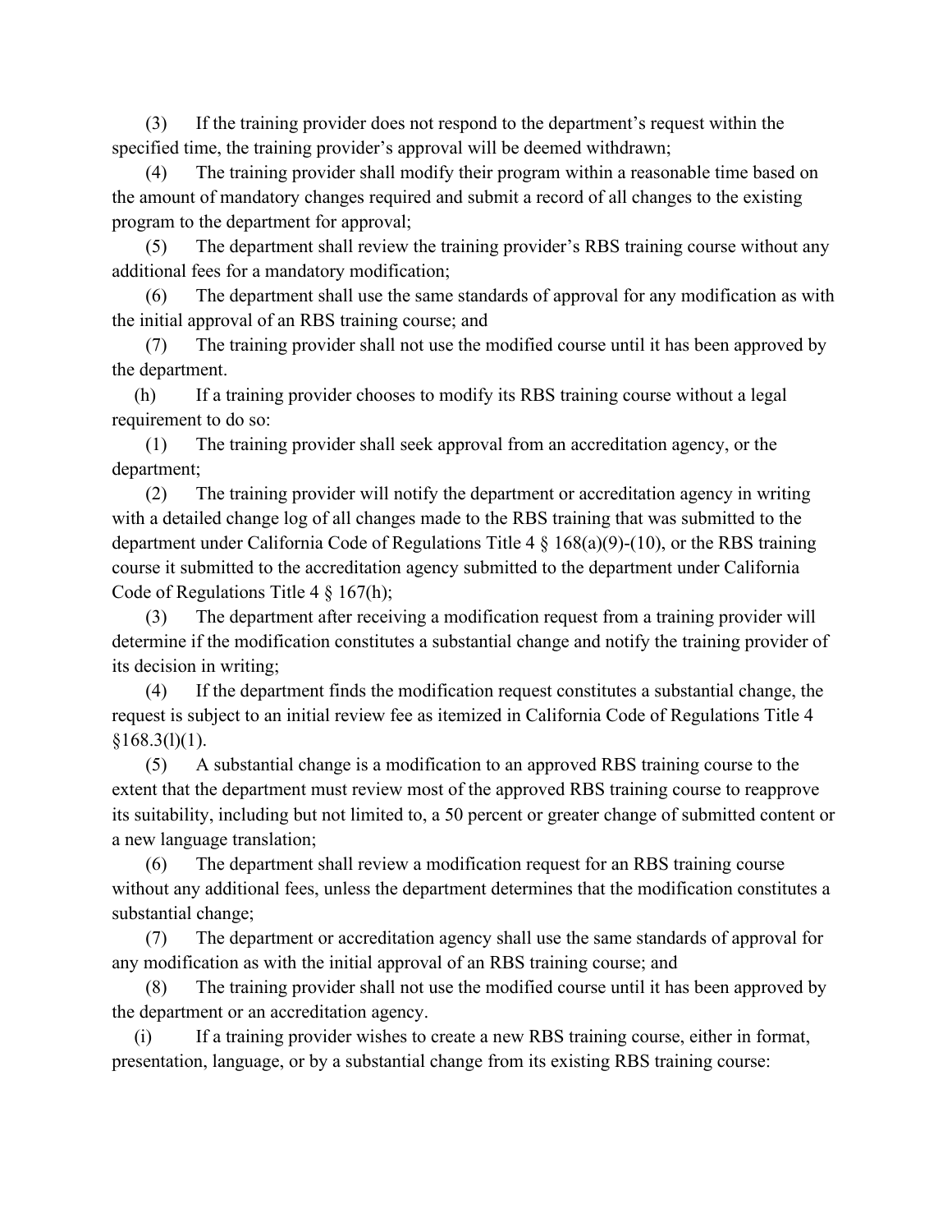(3) If the training provider does not respond to the department's request within the specified time, the training provider's approval will be deemed withdrawn;

(4) The training provider shall modify their program within a reasonable time based on the amount of mandatory changes required and submit a record of all changes to the existing program to the department for approval;

(5) The department shall review the training provider's RBS training course without any additional fees for a mandatory modification;

(6) The department shall use the same standards of approval for any modification as with the initial approval of an RBS training course; and

(7) The training provider shall not use the modified course until it has been approved by the department.

(h) If a training provider chooses to modify its RBS training course without a legal requirement to do so:

(1) The training provider shall seek approval from an accreditation agency, or the department;

(2) The training provider will notify the department or accreditation agency in writing with a detailed change log of all changes made to the RBS training that was submitted to the department under California Code of Regulations Title 4 § 168(a)(9)-(10), or the RBS training course it submitted to the accreditation agency submitted to the department under California Code of Regulations Title 4 § 167(h);

(3) The department after receiving a modification request from a training provider will determine if the modification constitutes a substantial change and notify the training provider of its decision in writing;

(4) If the department finds the modification request constitutes a substantial change, the request is subject to an initial review fee as itemized in California Code of Regulations Title 4 §168.3(l)(1).

(5) A substantial change is a modification to an approved RBS training course to the extent that the department must review most of the approved RBS training course to reapprove its suitability, including but not limited to, a 50 percent or greater change of submitted content or a new language translation;

(6) The department shall review a modification request for an RBS training course without any additional fees, unless the department determines that the modification constitutes a substantial change;

(7) The department or accreditation agency shall use the same standards of approval for any modification as with the initial approval of an RBS training course; and

(8) The training provider shall not use the modified course until it has been approved by the department or an accreditation agency.

(i) If a training provider wishes to create a new RBS training course, either in format, presentation, language, or by a substantial change from its existing RBS training course: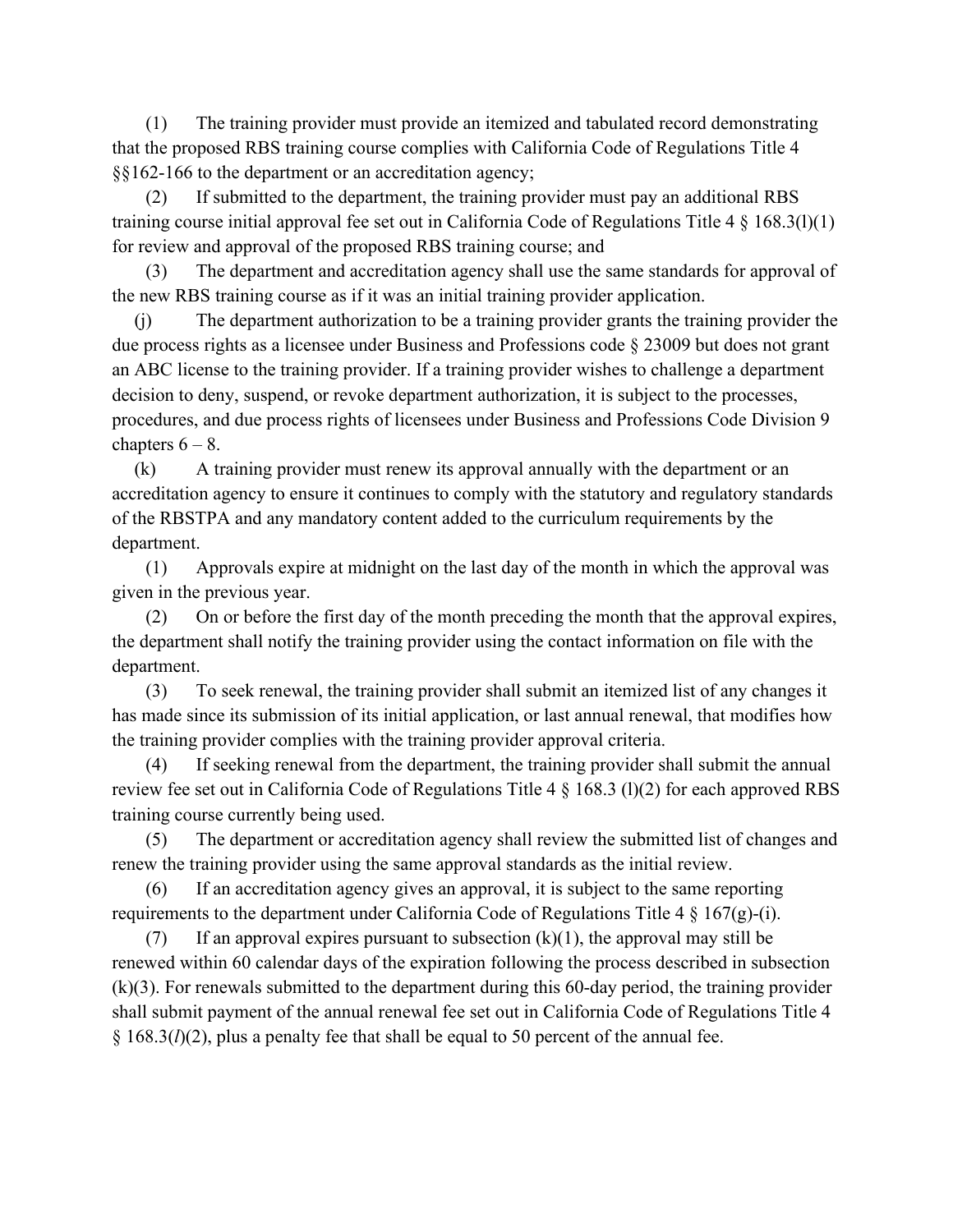(1) The training provider must provide an itemized and tabulated record demonstrating that the proposed RBS training course complies with California Code of Regulations Title 4 §§162-166 to the department or an accreditation agency;

(2) If submitted to the department, the training provider must pay an additional RBS training course initial approval fee set out in California Code of Regulations Title 4 § 168.3(l)(1) for review and approval of the proposed RBS training course; and

(3) The department and accreditation agency shall use the same standards for approval of the new RBS training course as if it was an initial training provider application.

(j) The department authorization to be a training provider grants the training provider the due process rights as a licensee under Business and Professions code § 23009 but does not grant an ABC license to the training provider. If a training provider wishes to challenge a department decision to deny, suspend, or revoke department authorization, it is subject to the processes, procedures, and due process rights of licensees under Business and Professions Code Division 9 chapters 6 – 8.

(k) A training provider must renew its approval annually with the department or an accreditation agency to ensure it continues to comply with the statutory and regulatory standards of the RBSTPA and any mandatory content added to the curriculum requirements by the department.

(1) Approvals expire at midnight on the last day of the month in which the approval was given in the previous year.

(2) On or before the first day of the month preceding the month that the approval expires, the department shall notify the training provider using the contact information on file with the department.

(3) To seek renewal, the training provider shall submit an itemized list of any changes it has made since its submission of its initial application, or last annual renewal, that modifies how the training provider complies with the training provider approval criteria.

(4) If seeking renewal from the department, the training provider shall submit the annual review fee set out in California Code of Regulations Title 4 § 168.3 (l)(2) for each approved RBS training course currently being used.

(5) The department or accreditation agency shall review the submitted list of changes and renew the training provider using the same approval standards as the initial review.

(6) If an accreditation agency gives an approval, it is subject to the same reporting requirements to the department under California Code of Regulations Title 4 § 167(g)-(i).

(7) If an approval expires pursuant to subsection (k)(1), the approval may still be renewed within 60 calendar days of the expiration following the process described in subsection (k)(3). For renewals submitted to the department during this 60-day period, the training provider shall submit payment of the annual renewal fee set out in California Code of Regulations Title 4 § 168.3(*l*)(2), plus a penalty fee that shall be equal to 50 percent of the annual fee.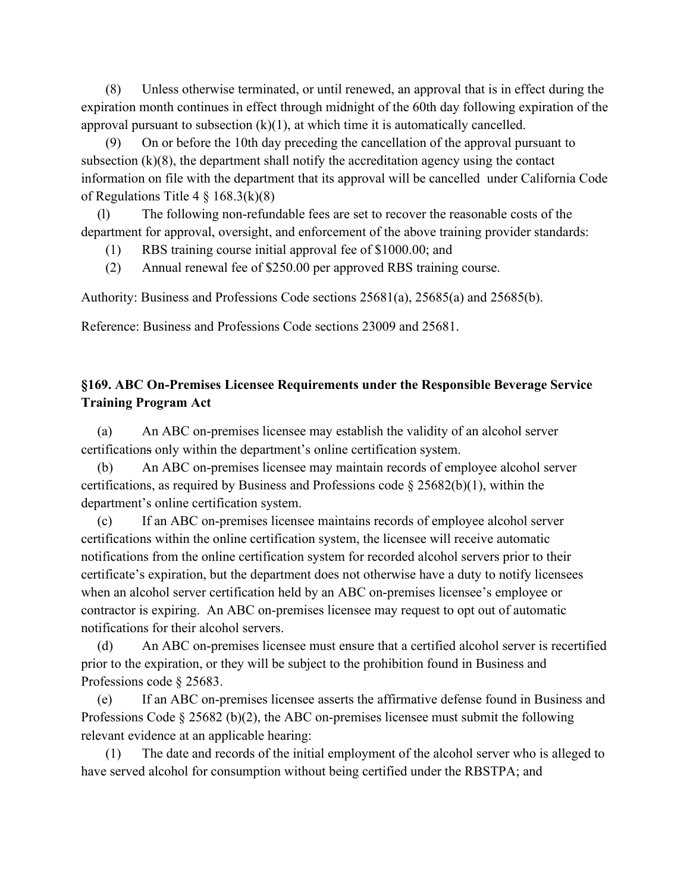(8) Unless otherwise terminated, or until renewed, an approval that is in effect during the expiration month continues in effect through midnight of the 60th day following expiration of the approval pursuant to subsection (k)(1), at which time it is automatically cancelled.

(9) On or before the 10th day preceding the cancellation of the approval pursuant to subsection (k)(8), the department shall notify the accreditation agency using the contact information on file with the department that its approval will be cancelled under California Code of Regulations Title 4 § 168.3(k)(8)

(l) The following non-refundable fees are set to recover the reasonable costs of the department for approval, oversight, and enforcement of the above training provider standards:

(1) RBS training course initial approval fee of $1000.00; and

(2) Annual renewal fee of $250.00 per approved RBS training course.

Authority: Business and Professions Code sections 25681(a), 25685(a) and 25685(b).

Reference: Business and Professions Code sections 23009 and 25681.

### §169. ABC On-Premises Licensee Requirements under the Responsible Beverage Service Training Program Act

(a) An ABC on-premises licensee may establish the validity of an alcohol server certifications only within the department's online certification system.

(b) An ABC on-premises licensee may maintain records of employee alcohol server certifications, as required by Business and Professions code § 25682(b)(1), within the department's online certification system.

(c) If an ABC on-premises licensee maintains records of employee alcohol server certifications within the online certification system, the licensee will receive automatic notifications from the online certification system for recorded alcohol servers prior to their certificate's expiration, but the department does not otherwise have a duty to notify licensees when an alcohol server certification held by an ABC on-premises licensee's employee or contractor is expiring. An ABC on-premises licensee may request to opt out of automatic notifications for their alcohol servers.

(d) An ABC on-premises licensee must ensure that a certified alcohol server is recertified prior to the expiration, or they will be subject to the prohibition found in Business and Professions code § 25683.

(e) If an ABC on-premises licensee asserts the affirmative defense found in Business and Professions Code § 25682 (b)(2), the ABC on-premises licensee must submit the following relevant evidence at an applicable hearing:

(1) The date and records of the initial employment of the alcohol server who is alleged to have served alcohol for consumption without being certified under the RBSTPA; and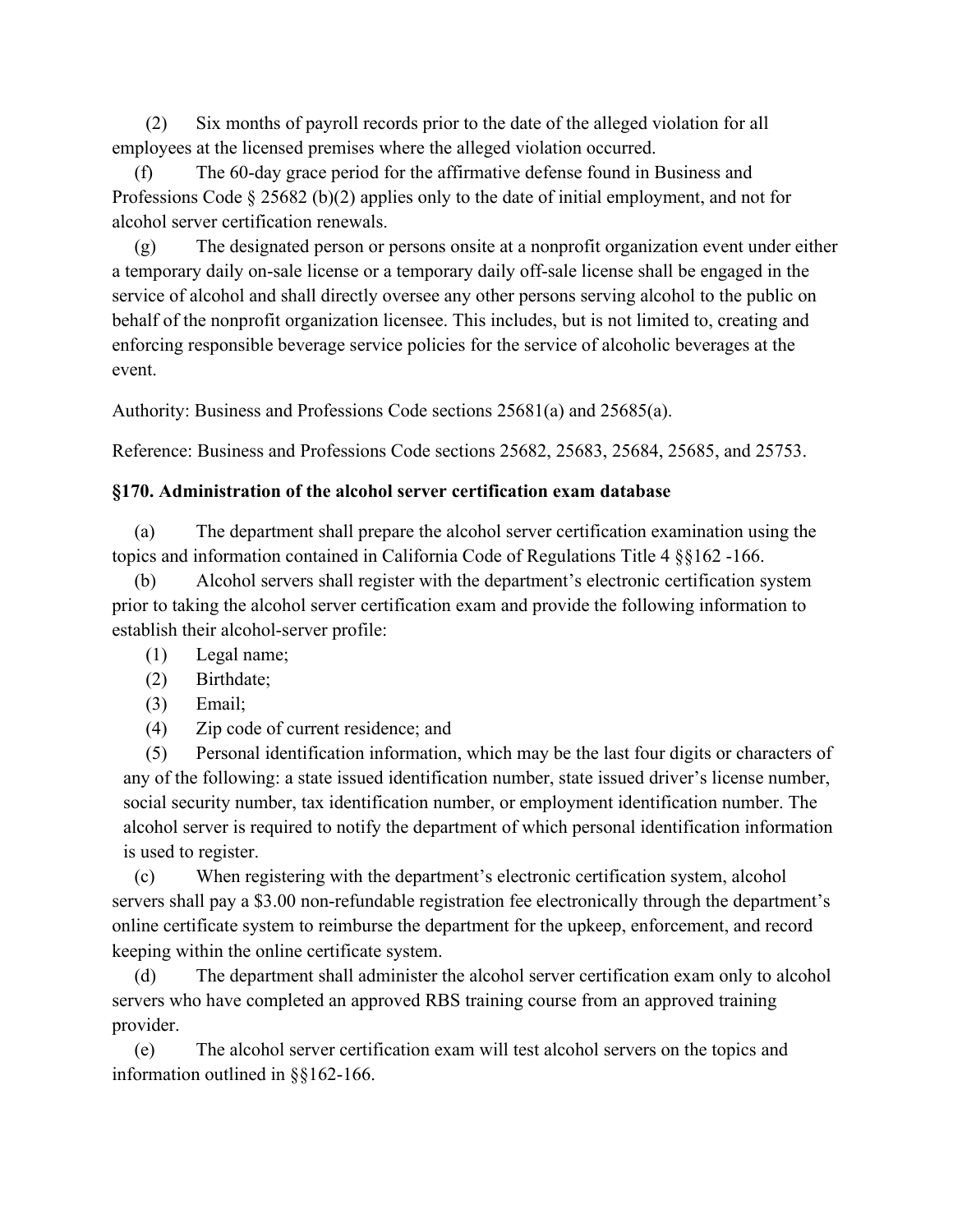(2) Six months of payroll records prior to the date of the alleged violation for all employees at the licensed premises where the alleged violation occurred.

(f) The 60-day grace period for the affirmative defense found in Business and Professions Code § 25682 (b)(2) applies only to the date of initial employment, and not for alcohol server certification renewals.

(g) The designated person or persons onsite at a nonprofit organization event under either a temporary daily on-sale license or a temporary daily off-sale license shall be engaged in the service of alcohol and shall directly oversee any other persons serving alcohol to the public on behalf of the nonprofit organization licensee. This includes, but is not limited to, creating and enforcing responsible beverage service policies for the service of alcoholic beverages at the event.

Authority: Business and Professions Code sections 25681(a) and 25685(a).

Reference: Business and Professions Code sections 25682, 25683, 25684, 25685, and 25753.

### §170. Administration of the alcohol server certification exam database

(a) The department shall prepare the alcohol server certification examination using the topics and information contained in California Code of Regulations Title 4 §§162 -166.

(b) Alcohol servers shall register with the department's electronic certification system prior to taking the alcohol server certification exam and provide the following information to establish their alcohol-server profile:

(1) Legal name;

(2) Birthdate;

(3) Email;

(4) Zip code of current residence; and

(5) Personal identification information, which may be the last four digits or characters of any of the following: a state issued identification number, state issued driver's license number, social security number, tax identification number, or employment identification number. The alcohol server is required to notify the department of which personal identification information is used to register.

(c) When registering with the department's electronic certification system, alcohol servers shall pay a $3.00 non-refundable registration fee electronically through the department's online certificate system to reimburse the department for the upkeep, enforcement, and record keeping within the online certificate system.

(d) The department shall administer the alcohol server certification exam only to alcohol servers who have completed an approved RBS training course from an approved training provider.

(e) The alcohol server certification exam will test alcohol servers on the topics and information outlined in §§162-166.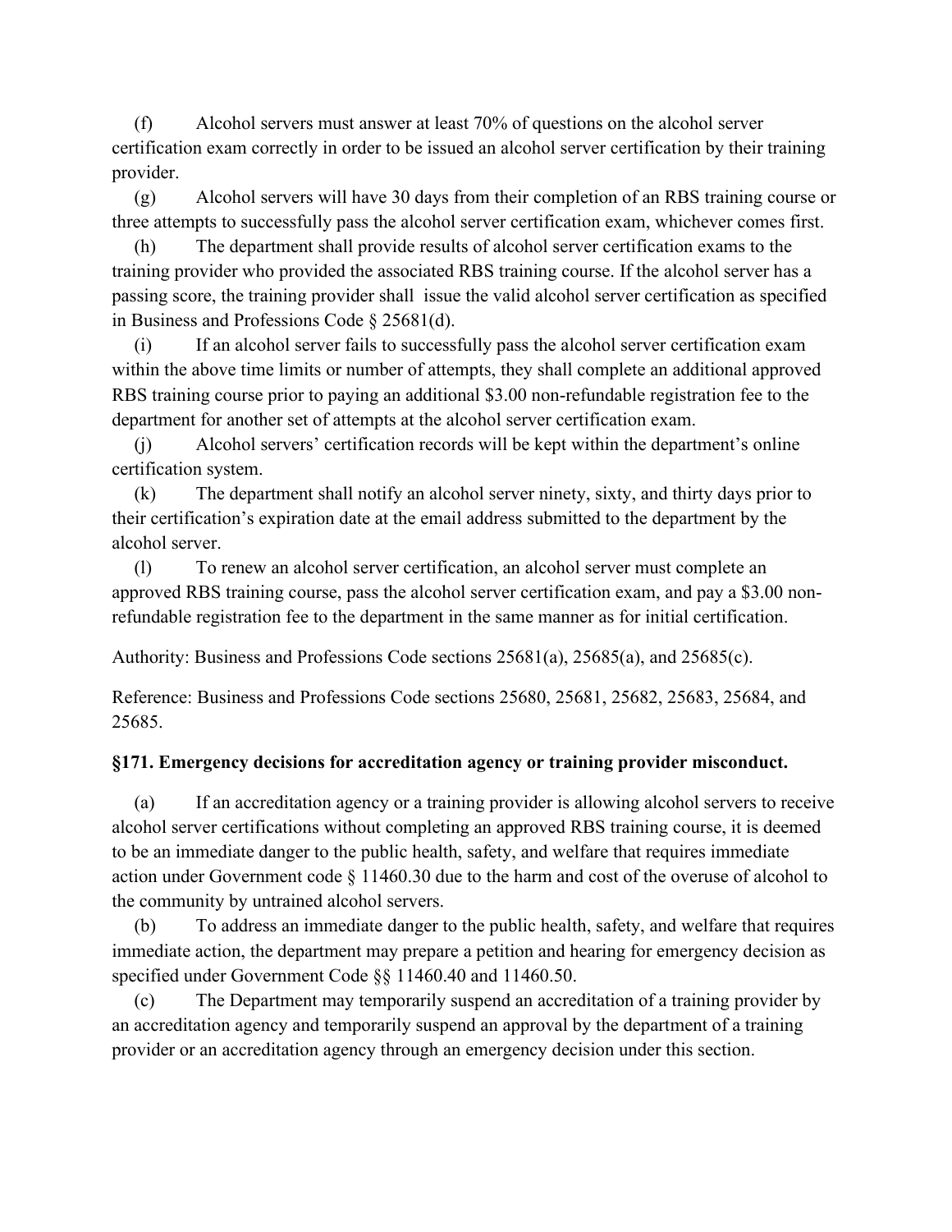(f) Alcohol servers must answer at least 70% of questions on the alcohol server certification exam correctly in order to be issued an alcohol server certification by their training provider.

(g) Alcohol servers will have 30 days from their completion of an RBS training course or three attempts to successfully pass the alcohol server certification exam, whichever comes first.

(h) The department shall provide results of alcohol server certification exams to the training provider who provided the associated RBS training course. If the alcohol server has a passing score, the training provider shall issue the valid alcohol server certification as specified in Business and Professions Code § 25681(d).

(i) If an alcohol server fails to successfully pass the alcohol server certification exam within the above time limits or number of attempts, they shall complete an additional approved RBS training course prior to paying an additional $3.00 non-refundable registration fee to the department for another set of attempts at the alcohol server certification exam.

(j) Alcohol servers' certification records will be kept within the department's online certification system.

(k) The department shall notify an alcohol server ninety, sixty, and thirty days prior to their certification's expiration date at the email address submitted to the department by the alcohol server.

(l) To renew an alcohol server certification, an alcohol server must complete an approved RBS training course, pass the alcohol server certification exam, and pay a $3.00 non-refundable registration fee to the department in the same manner as for initial certification.

Authority: Business and Professions Code sections 25681(a), 25685(a), and 25685(c).

Reference: Business and Professions Code sections 25680, 25681, 25682, 25683, 25684, and 25685.

**§171. Emergency decisions for accreditation agency or training provider misconduct.**

(a) If an accreditation agency or a training provider is allowing alcohol servers to receive alcohol server certifications without completing an approved RBS training course, it is deemed to be an immediate danger to the public health, safety, and welfare that requires immediate action under Government code § 11460.30 due to the harm and cost of the overuse of alcohol to the community by untrained alcohol servers.

(b) To address an immediate danger to the public health, safety, and welfare that requires immediate action, the department may prepare a petition and hearing for emergency decision as specified under Government Code §§ 11460.40 and 11460.50.

(c) The Department may temporarily suspend an accreditation of a training provider by an accreditation agency and temporarily suspend an approval by the department of a training provider or an accreditation agency through an emergency decision under this section.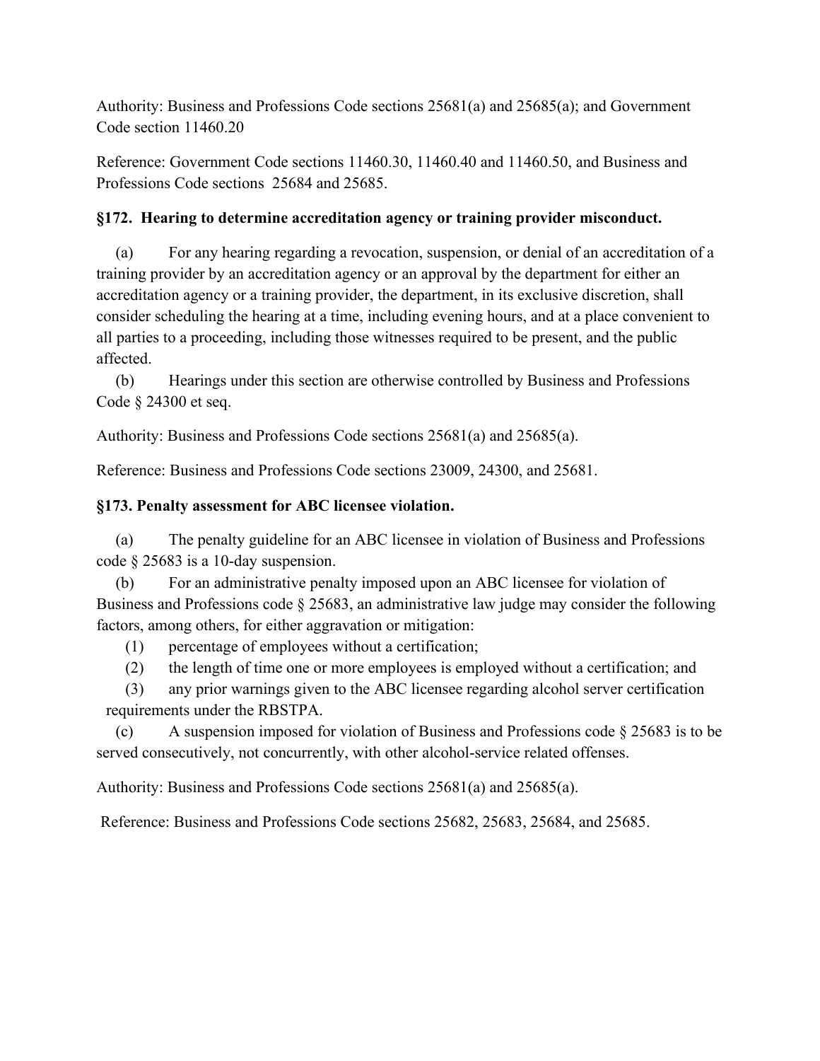Authority: Business and Professions Code sections 25681(a) and 25685(a); and Government Code section 11460.20

Reference: Government Code sections 11460.30, 11460.40 and 11460.50, and Business and Professions Code sections 25684 and 25685.

### §172. Hearing to determine accreditation agency or training provider misconduct.

(a) For any hearing regarding a revocation, suspension, or denial of an accreditation of a training provider by an accreditation agency or an approval by the department for either an accreditation agency or a training provider, the department, in its exclusive discretion, shall consider scheduling the hearing at a time, including evening hours, and at a place convenient to all parties to a proceeding, including those witnesses required to be present, and the public affected.

(b) Hearings under this section are otherwise controlled by Business and Professions Code § 24300 et seq.

Authority: Business and Professions Code sections 25681(a) and 25685(a).

Reference: Business and Professions Code sections 23009, 24300, and 25681.

### §173. Penalty assessment for ABC licensee violation.

(a) The penalty guideline for an ABC licensee in violation of Business and Professions code § 25683 is a 10-day suspension.

(b) For an administrative penalty imposed upon an ABC licensee for violation of Business and Professions code § 25683, an administrative law judge may consider the following factors, among others, for either aggravation or mitigation:

(1) percentage of employees without a certification;

(2) the length of time one or more employees is employed without a certification; and

(3) any prior warnings given to the ABC licensee regarding alcohol server certification requirements under the RBSTPA.

(c) A suspension imposed for violation of Business and Professions code § 25683 is to be served consecutively, not concurrently, with other alcohol-service related offenses.

Authority: Business and Professions Code sections 25681(a) and 25685(a).

Reference: Business and Professions Code sections 25682, 25683, 25684, and 25685.